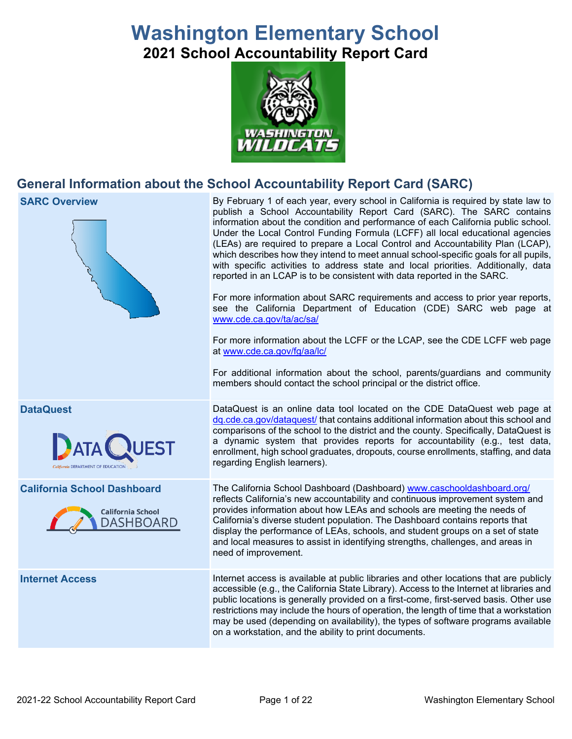# Washington Elementary School

## 2021 School Accountability Report Card

## General Information about the School Accountability Report Card (SARC)

| | |
|---|---|
| **SARC Overview** | By February 1 of each year, every school in California is required by state law to publish a School Accountability Report Card (SARC). The SARC contains information about the condition and performance of each California public school. Under the Local Control Funding Formula (LCFF) all local educational agencies (LEAs) are required to prepare a Local Control and Accountability Plan (LCAP), which describes how they intend to meet annual school-specific goals for all pupils, with specific activities to address state and local priorities. Additionally, data reported in an LCAP is to be consistent with data reported in the SARC.<br><br>For more information about SARC requirements and access to prior year reports, see the California Department of Education (CDE) SARC web page at www.cde.ca.gov/ta/ac/sa/<br><br>For more information about the LCFF or the LCAP, see the CDE LCFF web page at www.cde.ca.gov/fg/aa/lc/<br><br>For additional information about the school, parents/guardians and community members should contact the school principal or the district office. |
| **DataQuest** | DataQuest is an online data tool located on the CDE DataQuest web page at dq.cde.ca.gov/dataquest/ that contains additional information about this school and comparisons of the school to the district and the county. Specifically, DataQuest is a dynamic system that provides reports for accountability (e.g., test data, enrollment, high school graduates, dropouts, course enrollments, staffing, and data regarding English learners). |
| **California School Dashboard** | The California School Dashboard (Dashboard) www.caschooldashboard.org/ reflects California's new accountability and continuous improvement system and provides information about how LEAs and schools are meeting the needs of California's diverse student population. The Dashboard contains reports that display the performance of LEAs, schools, and student groups on a set of state and local measures to assist in identifying strengths, challenges, and areas in need of improvement. |
| **Internet Access** | Internet access is available at public libraries and other locations that are publicly accessible (e.g., the California State Library). Access to the Internet at libraries and public locations is generally provided on a first-come, first-served basis. Other use restrictions may include the hours of operation, the length of time that a workstation may be used (depending on availability), the types of software programs available on a workstation, and the ability to print documents. |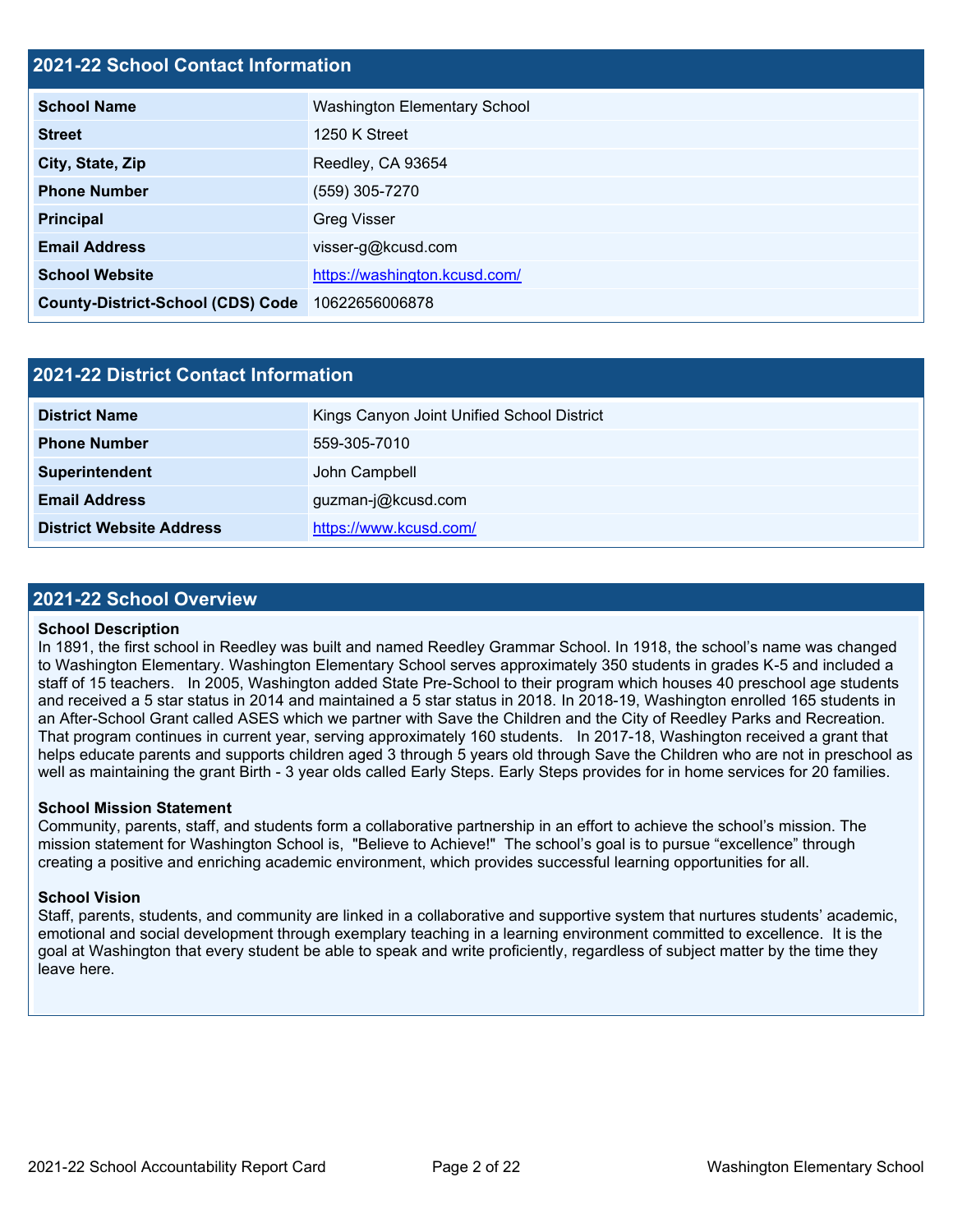## 2021-22 School Contact Information

| | |
|---|---|
| **School Name** | Washington Elementary School |
| **Street** | 1250 K Street |
| **City, State, Zip** | Reedley, CA 93654 |
| **Phone Number** | (559) 305-7270 |
| **Principal** | Greg Visser |
| **Email Address** | visser-g@kcusd.com |
| **School Website** | https://washington.kcusd.com/ |
| **County-District-School (CDS) Code** | 10622656006878 |

## 2021-22 District Contact Information

| | |
|---|---|
| **District Name** | Kings Canyon Joint Unified School District |
| **Phone Number** | 559-305-7010 |
| **Superintendent** | John Campbell |
| **Email Address** | guzman-j@kcusd.com |
| **District Website Address** | https://www.kcusd.com/ |

## 2021-22 School Overview

**School Description**

In 1891, the first school in Reedley was built and named Reedley Grammar School. In 1918, the school's name was changed to Washington Elementary. Washington Elementary School serves approximately 350 students in grades K-5 and included a staff of 15 teachers. In 2005, Washington added State Pre-School to their program which houses 40 preschool age students and received a 5 star status in 2014 and maintained a 5 star status in 2018. In 2018-19, Washington enrolled 165 students in an After-School Grant called ASES which we partner with Save the Children and the City of Reedley Parks and Recreation. That program continues in current year, serving approximately 160 students. In 2017-18, Washington received a grant that helps educate parents and supports children aged 3 through 5 years old through Save the Children who are not in preschool as well as maintaining the grant Birth - 3 year olds called Early Steps. Early Steps provides for in home services for 20 families.

**School Mission Statement**

Community, parents, staff, and students form a collaborative partnership in an effort to achieve the school's mission. The mission statement for Washington School is, "Believe to Achieve!" The school's goal is to pursue "excellence" through creating a positive and enriching academic environment, which provides successful learning opportunities for all.

**School Vision**

Staff, parents, students, and community are linked in a collaborative and supportive system that nurtures students' academic, emotional and social development through exemplary teaching in a learning environment committed to excellence. It is the goal at Washington that every student be able to speak and write proficiently, regardless of subject matter by the time they leave here.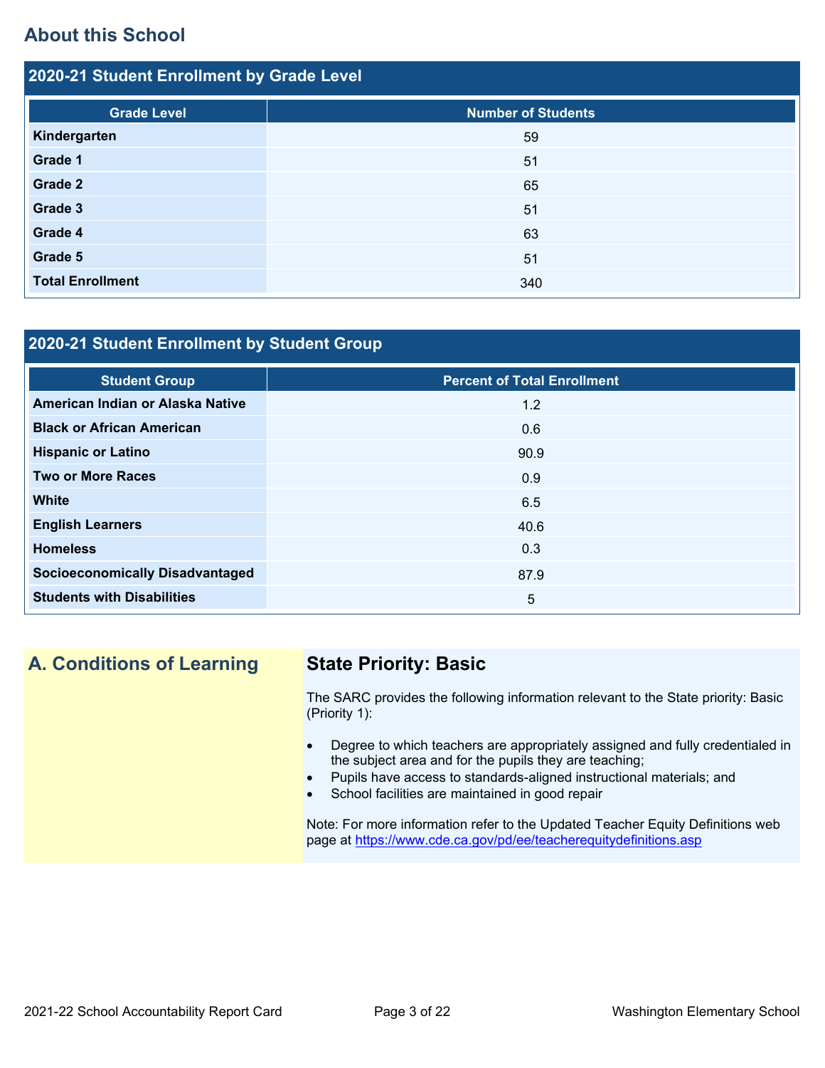## About this School

### 2020-21 Student Enrollment by Grade Level

| Grade Level | Number of Students |
|---|---|
| **Kindergarten** | 59 |
| **Grade 1** | 51 |
| **Grade 2** | 65 |
| **Grade 3** | 51 |
| **Grade 4** | 63 |
| **Grade 5** | 51 |
| **Total Enrollment** | 340 |

### 2020-21 Student Enrollment by Student Group

| Student Group | Percent of Total Enrollment |
|---|---|
| **American Indian or Alaska Native** | 1.2 |
| **Black or African American** | 0.6 |
| **Hispanic or Latino** | 90.9 |
| **Two or More Races** | 0.9 |
| **White** | 6.5 |
| **English Learners** | 40.6 |
| **Homeless** | 0.3 |
| **Socioeconomically Disadvantaged** | 87.9 |
| **Students with Disabilities** | 5 |

## A. Conditions of Learning

### State Priority: Basic

The SARC provides the following information relevant to the State priority: Basic (Priority 1):

- Degree to which teachers are appropriately assigned and fully credentialed in the subject area and for the pupils they are teaching;
- Pupils have access to standards-aligned instructional materials; and
- School facilities are maintained in good repair

Note: For more information refer to the Updated Teacher Equity Definitions web page at https://www.cde.ca.gov/pd/ee/teacherequitydefinitions.asp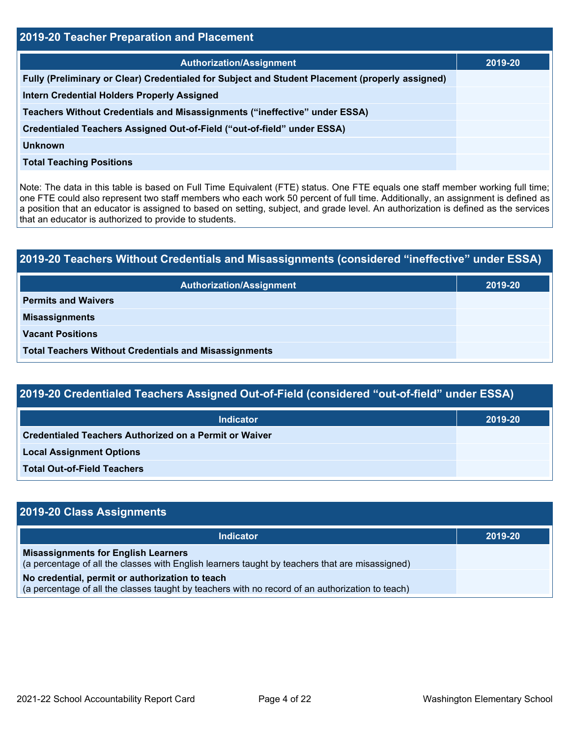## 2019-20 Teacher Preparation and Placement

| Authorization/Assignment | 2019-20 |
| --- | --- |
| **Fully (Preliminary or Clear) Credentialed for Subject and Student Placement (properly assigned)** | |
| **Intern Credential Holders Properly Assigned** | |
| **Teachers Without Credentials and Misassignments ("ineffective" under ESSA)** | |
| **Credentialed Teachers Assigned Out-of-Field ("out-of-field" under ESSA)** | |
| **Unknown** | |
| **Total Teaching Positions** | |

Note: The data in this table is based on Full Time Equivalent (FTE) status. One FTE equals one staff member working full time; one FTE could also represent two staff members who each work 50 percent of full time. Additionally, an assignment is defined as a position that an educator is assigned to based on setting, subject, and grade level. An authorization is defined as the services that an educator is authorized to provide to students.

## 2019-20 Teachers Without Credentials and Misassignments (considered "ineffective" under ESSA)

| Authorization/Assignment | 2019-20 |
| --- | --- |
| **Permits and Waivers** | |
| **Misassignments** | |
| **Vacant Positions** | |
| **Total Teachers Without Credentials and Misassignments** | |

## 2019-20 Credentialed Teachers Assigned Out-of-Field (considered "out-of-field" under ESSA)

| Indicator | 2019-20 |
| --- | --- |
| **Credentialed Teachers Authorized on a Permit or Waiver** | |
| **Local Assignment Options** | |
| **Total Out-of-Field Teachers** | |

## 2019-20 Class Assignments

| Indicator | 2019-20 |
| --- | --- |
| **Misassignments for English Learners** (a percentage of all the classes with English learners taught by teachers that are misassigned) | |
| **No credential, permit or authorization to teach** (a percentage of all the classes taught by teachers with no record of an authorization to teach) | |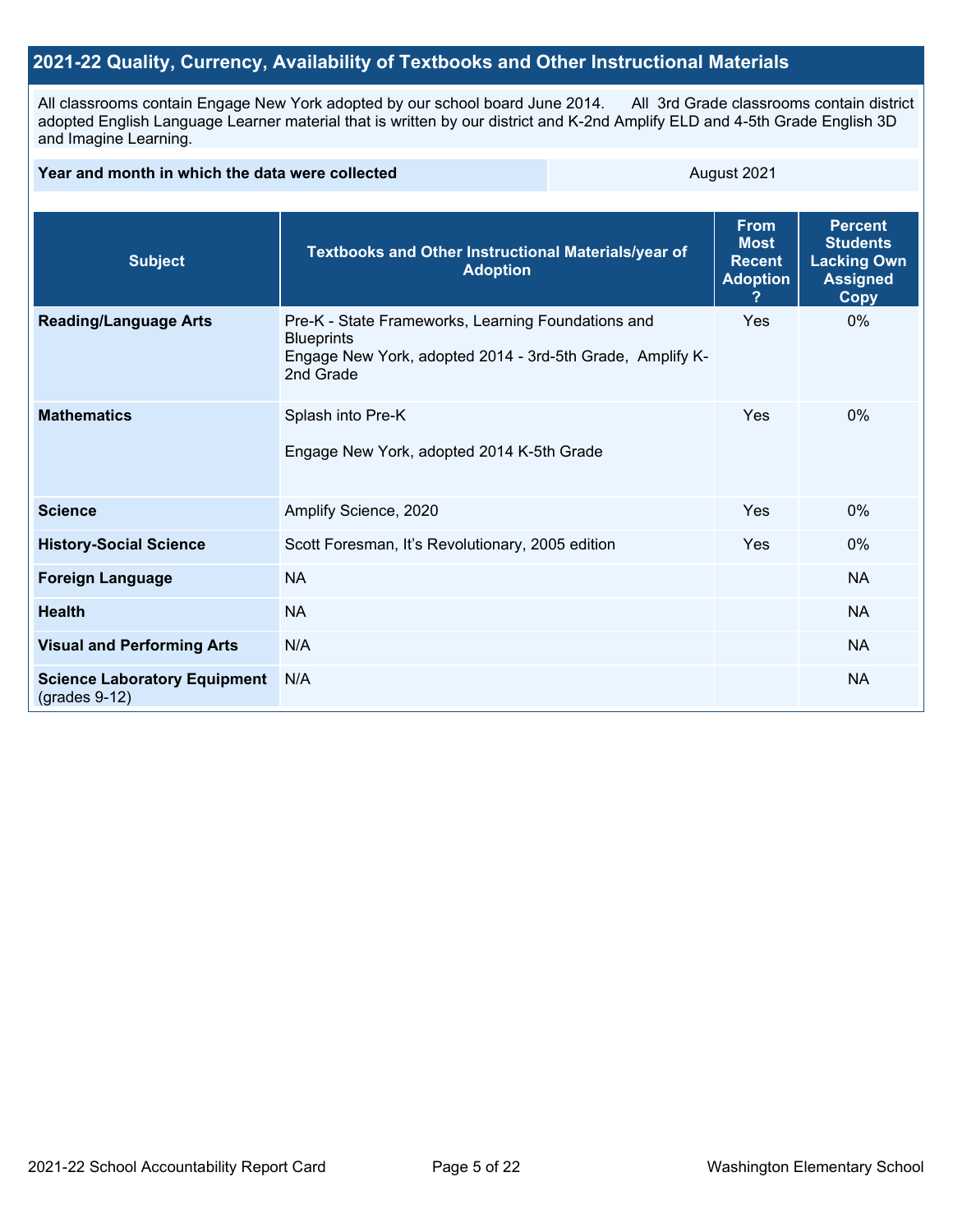## 2021-22 Quality, Currency, Availability of Textbooks and Other Instructional Materials

All classrooms contain Engage New York adopted by our school board June 2014. All 3rd Grade classrooms contain district adopted English Language Learner material that is written by our district and K-2nd Amplify ELD and 4-5th Grade English 3D and Imagine Learning.

| Year and month in which the data were collected | August 2021 |
|---|---|

| Subject | Textbooks and Other Instructional Materials/year of Adoption | From Most Recent Adoption ? | Percent Students Lacking Own Assigned Copy |
|---|---|---|---|
| **Reading/Language Arts** | Pre-K - State Frameworks, Learning Foundations and Blueprints<br>Engage New York, adopted 2014 - 3rd-5th Grade, Amplify K-2nd Grade | Yes | 0% |
| **Mathematics** | Splash into Pre-K<br><br>Engage New York, adopted 2014 K-5th Grade | Yes | 0% |
| **Science** | Amplify Science, 2020 | Yes | 0% |
| **History-Social Science** | Scott Foresman, It's Revolutionary, 2005 edition | Yes | 0% |
| **Foreign Language** | NA | | NA |
| **Health** | NA | | NA |
| **Visual and Performing Arts** | N/A | | NA |
| **Science Laboratory Equipment** (grades 9-12) | N/A | | NA |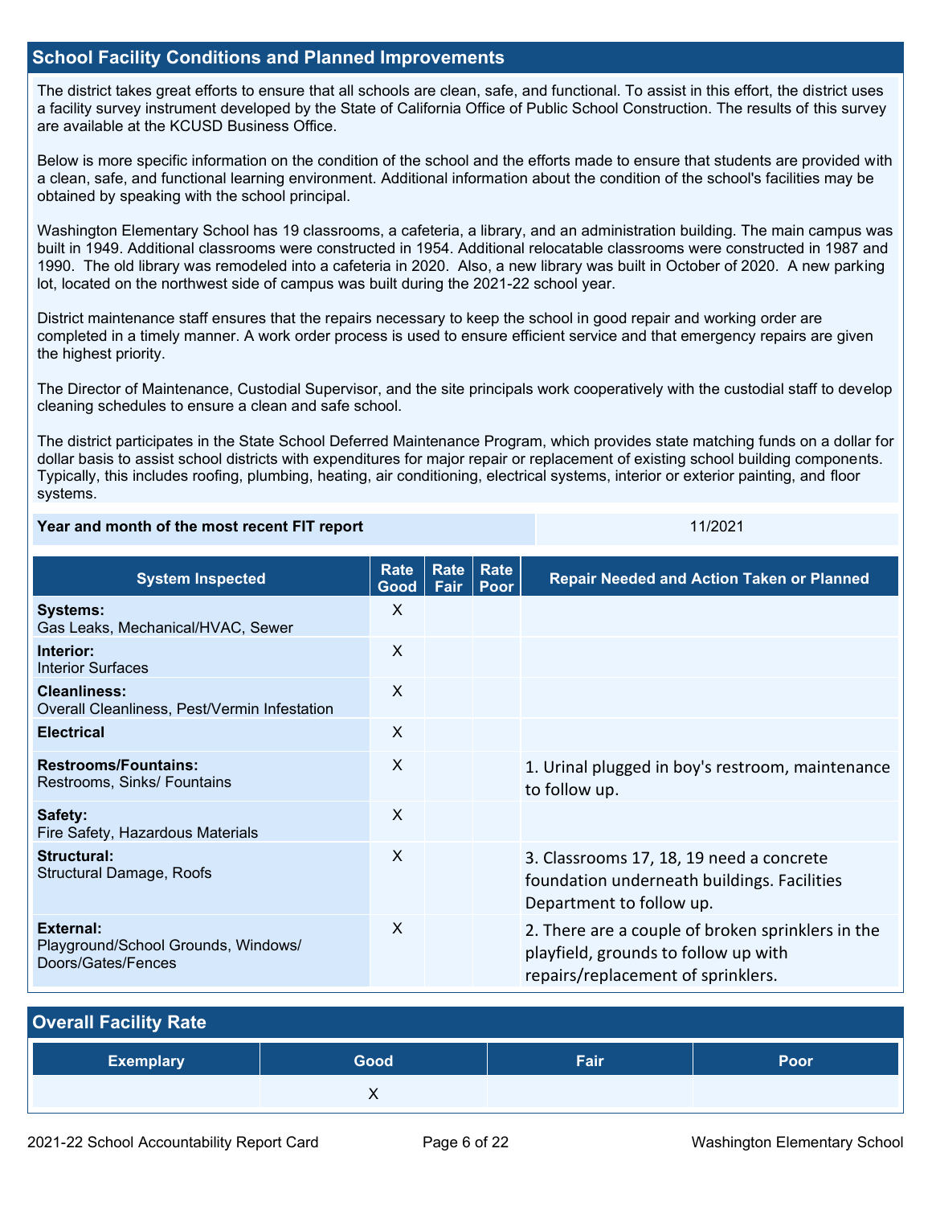## School Facility Conditions and Planned Improvements

The district takes great efforts to ensure that all schools are clean, safe, and functional. To assist in this effort, the district uses a facility survey instrument developed by the State of California Office of Public School Construction. The results of this survey are available at the KCUSD Business Office.

Below is more specific information on the condition of the school and the efforts made to ensure that students are provided with a clean, safe, and functional learning environment. Additional information about the condition of the school's facilities may be obtained by speaking with the school principal.

Washington Elementary School has 19 classrooms, a cafeteria, a library, and an administration building. The main campus was built in 1949. Additional classrooms were constructed in 1954. Additional relocatable classrooms were constructed in 1987 and 1990. The old library was remodeled into a cafeteria in 2020. Also, a new library was built in October of 2020. A new parking lot, located on the northwest side of campus was built during the 2021-22 school year.

District maintenance staff ensures that the repairs necessary to keep the school in good repair and working order are completed in a timely manner. A work order process is used to ensure efficient service and that emergency repairs are given the highest priority.

The Director of Maintenance, Custodial Supervisor, and the site principals work cooperatively with the custodial staff to develop cleaning schedules to ensure a clean and safe school.

The district participates in the State School Deferred Maintenance Program, which provides state matching funds on a dollar for dollar basis to assist school districts with expenditures for major repair or replacement of existing school building components. Typically, this includes roofing, plumbing, heating, air conditioning, electrical systems, interior or exterior painting, and floor systems.

| Year and month of the most recent FIT report | 11/2021 |
| --- | --- |

| System Inspected | Rate Good | Rate Fair | Rate Poor | Repair Needed and Action Taken or Planned |
| --- | --- | --- | --- | --- |
| **Systems:** Gas Leaks, Mechanical/HVAC, Sewer | X | | | |
| **Interior:** Interior Surfaces | X | | | |
| **Cleanliness:** Overall Cleanliness, Pest/Vermin Infestation | X | | | |
| **Electrical** | X | | | |
| **Restrooms/Fountains:** Restrooms, Sinks/ Fountains | X | | | 1. Urinal plugged in boy's restroom, maintenance to follow up. |
| **Safety:** Fire Safety, Hazardous Materials | X | | | |
| **Structural:** Structural Damage, Roofs | X | | | 3. Classrooms 17, 18, 19 need a concrete foundation underneath buildings. Facilities Department to follow up. |
| **External:** Playground/School Grounds, Windows/ Doors/Gates/Fences | X | | | 2. There are a couple of broken sprinklers in the playfield, grounds to follow up with repairs/replacement of sprinklers. |

## Overall Facility Rate

| Exemplary | Good | Fair | Poor |
| --- | --- | --- | --- |
| | X | | |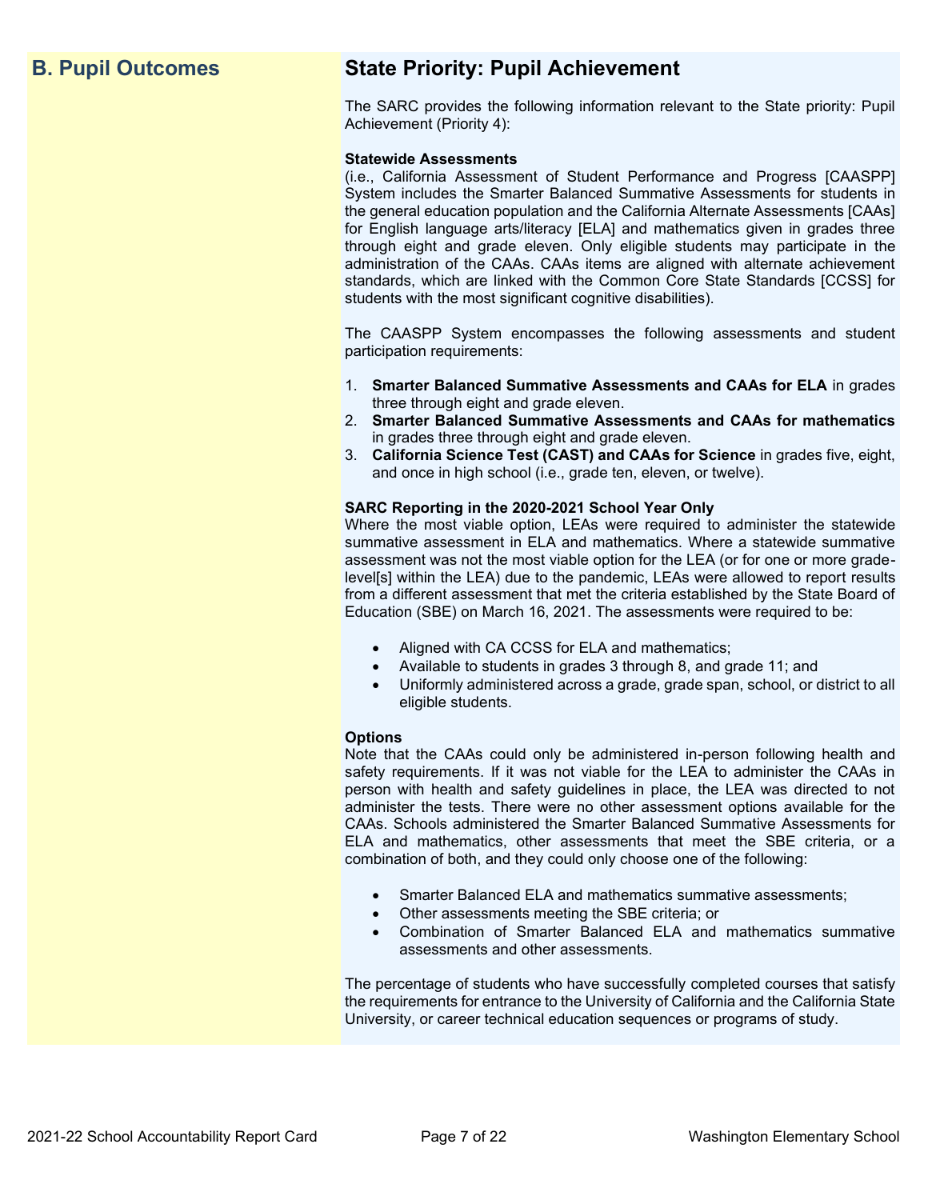## B. Pupil Outcomes

## State Priority: Pupil Achievement

The SARC provides the following information relevant to the State priority: Pupil Achievement (Priority 4):

**Statewide Assessments**
(i.e., California Assessment of Student Performance and Progress [CAASPP] System includes the Smarter Balanced Summative Assessments for students in the general education population and the California Alternate Assessments [CAAs] for English language arts/literacy [ELA] and mathematics given in grades three through eight and grade eleven. Only eligible students may participate in the administration of the CAAs. CAAs items are aligned with alternate achievement standards, which are linked with the Common Core State Standards [CCSS] for students with the most significant cognitive disabilities).

The CAASPP System encompasses the following assessments and student participation requirements:

1. **Smarter Balanced Summative Assessments and CAAs for ELA** in grades three through eight and grade eleven.
2. **Smarter Balanced Summative Assessments and CAAs for mathematics** in grades three through eight and grade eleven.
3. **California Science Test (CAST) and CAAs for Science** in grades five, eight, and once in high school (i.e., grade ten, eleven, or twelve).

**SARC Reporting in the 2020-2021 School Year Only**
Where the most viable option, LEAs were required to administer the statewide summative assessment in ELA and mathematics. Where a statewide summative assessment was not the most viable option for the LEA (or for one or more grade-level[s] within the LEA) due to the pandemic, LEAs were allowed to report results from a different assessment that met the criteria established by the State Board of Education (SBE) on March 16, 2021. The assessments were required to be:

- Aligned with CA CCSS for ELA and mathematics;
- Available to students in grades 3 through 8, and grade 11; and
- Uniformly administered across a grade, grade span, school, or district to all eligible students.

**Options**
Note that the CAAs could only be administered in-person following health and safety requirements. If it was not viable for the LEA to administer the CAAs in person with health and safety guidelines in place, the LEA was directed to not administer the tests. There were no other assessment options available for the CAAs. Schools administered the Smarter Balanced Summative Assessments for ELA and mathematics, other assessments that meet the SBE criteria, or a combination of both, and they could only choose one of the following:

- Smarter Balanced ELA and mathematics summative assessments;
- Other assessments meeting the SBE criteria; or
- Combination of Smarter Balanced ELA and mathematics summative assessments and other assessments.

The percentage of students who have successfully completed courses that satisfy the requirements for entrance to the University of California and the California State University, or career technical education sequences or programs of study.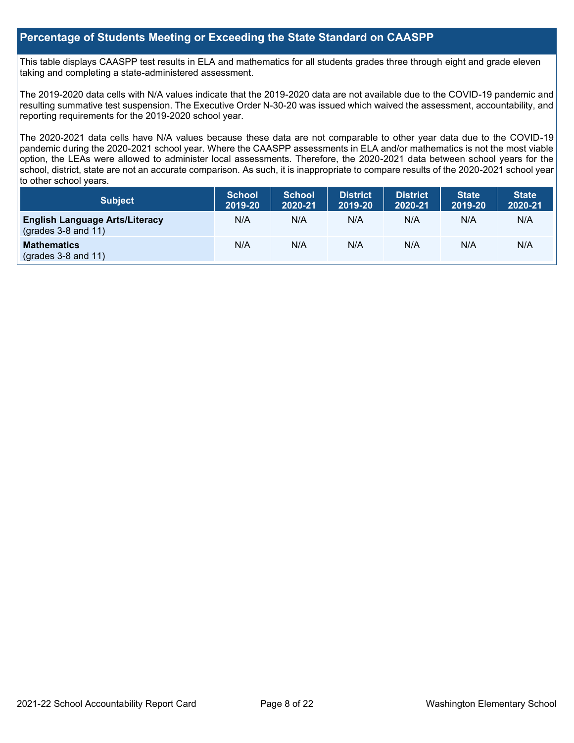## Percentage of Students Meeting or Exceeding the State Standard on CAASPP

This table displays CAASPP test results in ELA and mathematics for all students grades three through eight and grade eleven taking and completing a state-administered assessment.

The 2019-2020 data cells with N/A values indicate that the 2019-2020 data are not available due to the COVID-19 pandemic and resulting summative test suspension. The Executive Order N-30-20 was issued which waived the assessment, accountability, and reporting requirements for the 2019-2020 school year.

The 2020-2021 data cells have N/A values because these data are not comparable to other year data due to the COVID-19 pandemic during the 2020-2021 school year. Where the CAASPP assessments in ELA and/or mathematics is not the most viable option, the LEAs were allowed to administer local assessments. Therefore, the 2020-2021 data between school years for the school, district, state are not an accurate comparison. As such, it is inappropriate to compare results of the 2020-2021 school year to other school years.

| Subject | School 2019-20 | School 2020-21 | District 2019-20 | District 2020-21 | State 2019-20 | State 2020-21 |
|---|---|---|---|---|---|---|
| **English Language Arts/Literacy** (grades 3-8 and 11) | N/A | N/A | N/A | N/A | N/A | N/A |
| **Mathematics** (grades 3-8 and 11) | N/A | N/A | N/A | N/A | N/A | N/A |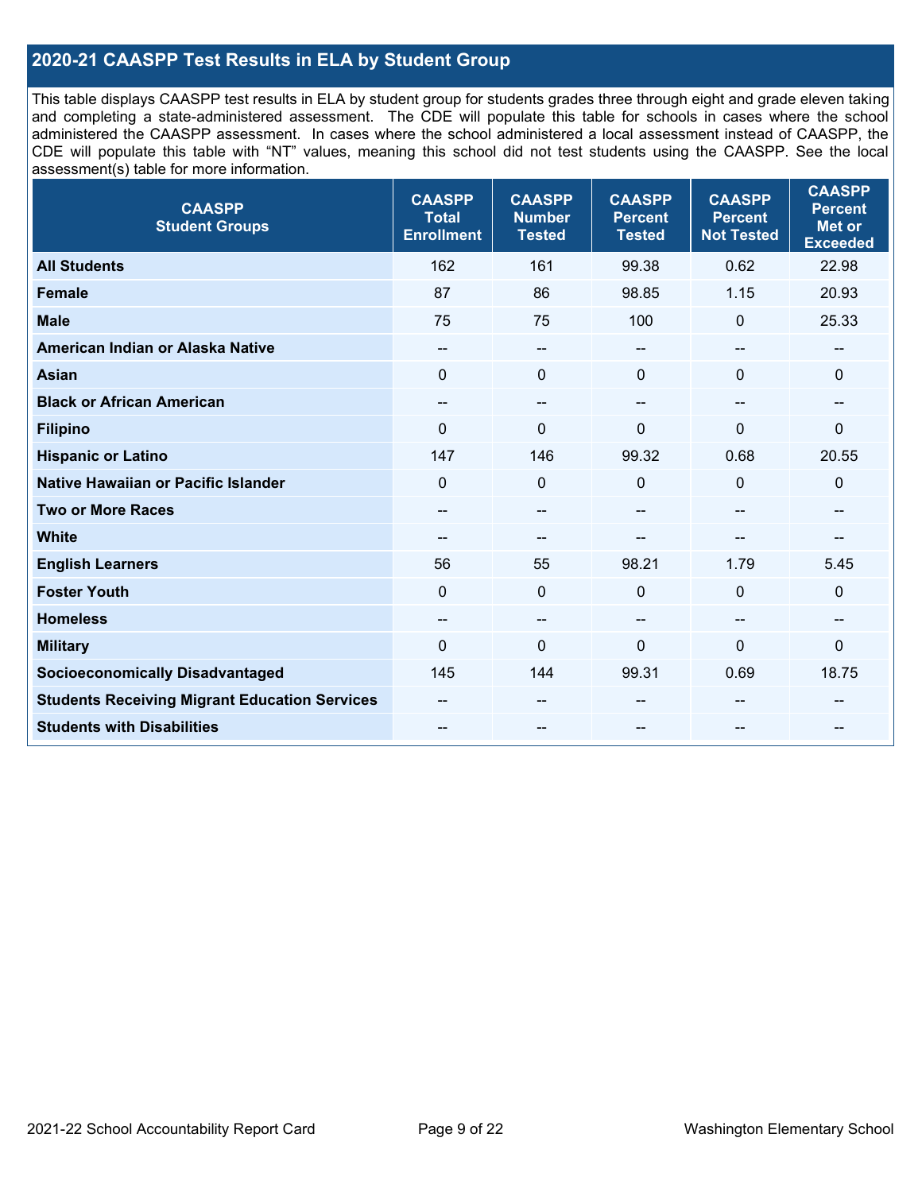## 2020-21 CAASPP Test Results in ELA by Student Group

This table displays CAASPP test results in ELA by student group for students grades three through eight and grade eleven taking and completing a state-administered assessment. The CDE will populate this table for schools in cases where the school administered the CAASPP assessment. In cases where the school administered a local assessment instead of CAASPP, the CDE will populate this table with "NT" values, meaning this school did not test students using the CAASPP. See the local assessment(s) table for more information.

| CAASPP Student Groups | CAASPP Total Enrollment | CAASPP Number Tested | CAASPP Percent Tested | CAASPP Percent Not Tested | CAASPP Percent Met or Exceeded |
|---|---|---|---|---|---|
| **All Students** | 162 | 161 | 99.38 | 0.62 | 22.98 |
| **Female** | 87 | 86 | 98.85 | 1.15 | 20.93 |
| **Male** | 75 | 75 | 100 | 0 | 25.33 |
| **American Indian or Alaska Native** | -- | -- | -- | -- | -- |
| **Asian** | 0 | 0 | 0 | 0 | 0 |
| **Black or African American** | -- | -- | -- | -- | -- |
| **Filipino** | 0 | 0 | 0 | 0 | 0 |
| **Hispanic or Latino** | 147 | 146 | 99.32 | 0.68 | 20.55 |
| **Native Hawaiian or Pacific Islander** | 0 | 0 | 0 | 0 | 0 |
| **Two or More Races** | -- | -- | -- | -- | -- |
| **White** | -- | -- | -- | -- | -- |
| **English Learners** | 56 | 55 | 98.21 | 1.79 | 5.45 |
| **Foster Youth** | 0 | 0 | 0 | 0 | 0 |
| **Homeless** | -- | -- | -- | -- | -- |
| **Military** | 0 | 0 | 0 | 0 | 0 |
| **Socioeconomically Disadvantaged** | 145 | 144 | 99.31 | 0.69 | 18.75 |
| **Students Receiving Migrant Education Services** | -- | -- | -- | -- | -- |
| **Students with Disabilities** | -- | -- | -- | -- | -- |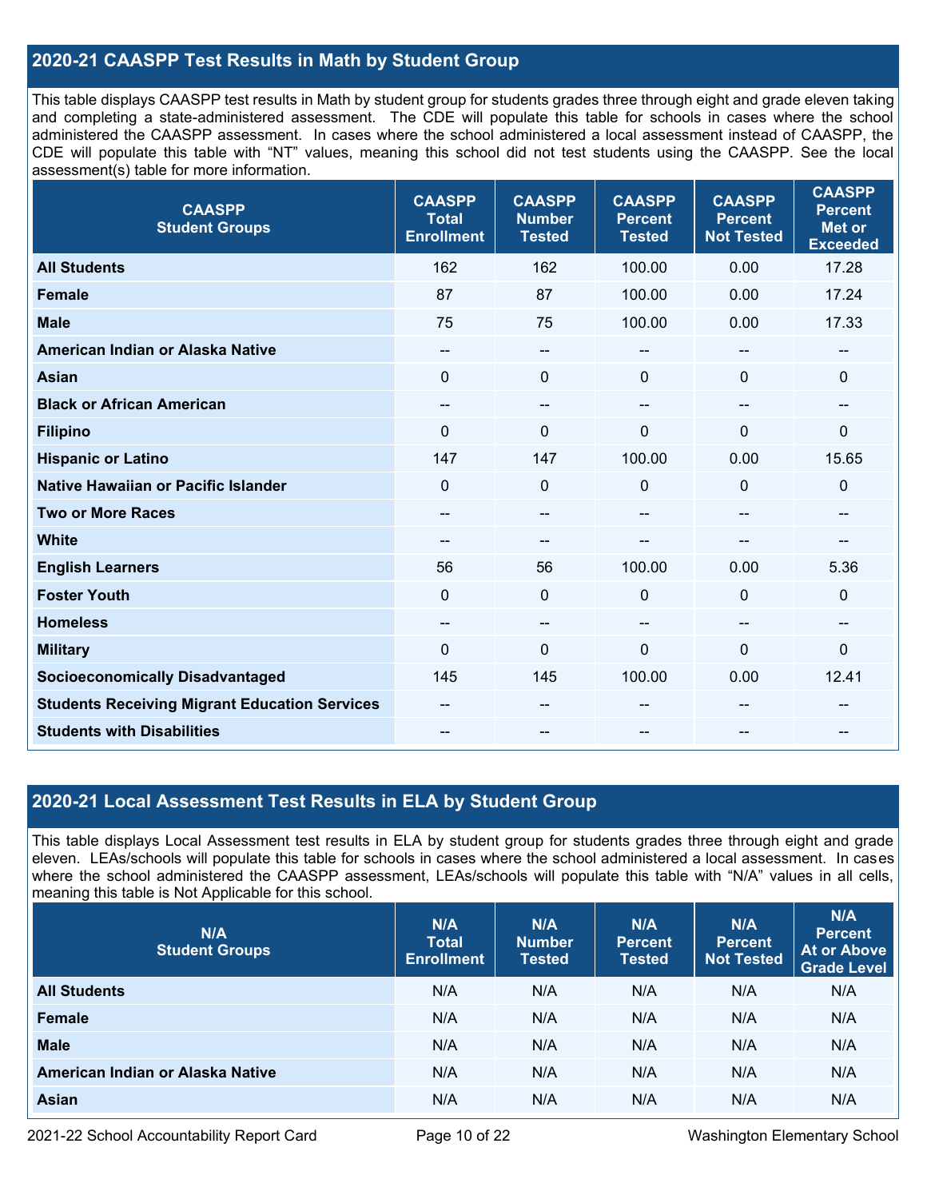## 2020-21 CAASPP Test Results in Math by Student Group

This table displays CAASPP test results in Math by student group for students grades three through eight and grade eleven taking and completing a state-administered assessment. The CDE will populate this table for schools in cases where the school administered the CAASPP assessment. In cases where the school administered a local assessment instead of CAASPP, the CDE will populate this table with "NT" values, meaning this school did not test students using the CAASPP. See the local assessment(s) table for more information.

| CAASPP Student Groups | CAASPP Total Enrollment | CAASPP Number Tested | CAASPP Percent Tested | CAASPP Percent Not Tested | CAASPP Percent Met or Exceeded |
|---|---|---|---|---|---|
| **All Students** | 162 | 162 | 100.00 | 0.00 | 17.28 |
| **Female** | 87 | 87 | 100.00 | 0.00 | 17.24 |
| **Male** | 75 | 75 | 100.00 | 0.00 | 17.33 |
| **American Indian or Alaska Native** | -- | -- | -- | -- | -- |
| **Asian** | 0 | 0 | 0 | 0 | 0 |
| **Black or African American** | -- | -- | -- | -- | -- |
| **Filipino** | 0 | 0 | 0 | 0 | 0 |
| **Hispanic or Latino** | 147 | 147 | 100.00 | 0.00 | 15.65 |
| **Native Hawaiian or Pacific Islander** | 0 | 0 | 0 | 0 | 0 |
| **Two or More Races** | -- | -- | -- | -- | -- |
| **White** | -- | -- | -- | -- | -- |
| **English Learners** | 56 | 56 | 100.00 | 0.00 | 5.36 |
| **Foster Youth** | 0 | 0 | 0 | 0 | 0 |
| **Homeless** | -- | -- | -- | -- | -- |
| **Military** | 0 | 0 | 0 | 0 | 0 |
| **Socioeconomically Disadvantaged** | 145 | 145 | 100.00 | 0.00 | 12.41 |
| **Students Receiving Migrant Education Services** | -- | -- | -- | -- | -- |
| **Students with Disabilities** | -- | -- | -- | -- | -- |

## 2020-21 Local Assessment Test Results in ELA by Student Group

This table displays Local Assessment test results in ELA by student group for students grades three through eight and grade eleven. LEAs/schools will populate this table for schools in cases where the school administered a local assessment. In cases where the school administered the CAASPP assessment, LEAs/schools will populate this table with "N/A" values in all cells, meaning this table is Not Applicable for this school.

| N/A Student Groups | N/A Total Enrollment | N/A Number Tested | N/A Percent Tested | N/A Percent Not Tested | N/A Percent At or Above Grade Level |
|---|---|---|---|---|---|
| **All Students** | N/A | N/A | N/A | N/A | N/A |
| **Female** | N/A | N/A | N/A | N/A | N/A |
| **Male** | N/A | N/A | N/A | N/A | N/A |
| **American Indian or Alaska Native** | N/A | N/A | N/A | N/A | N/A |
| **Asian** | N/A | N/A | N/A | N/A | N/A |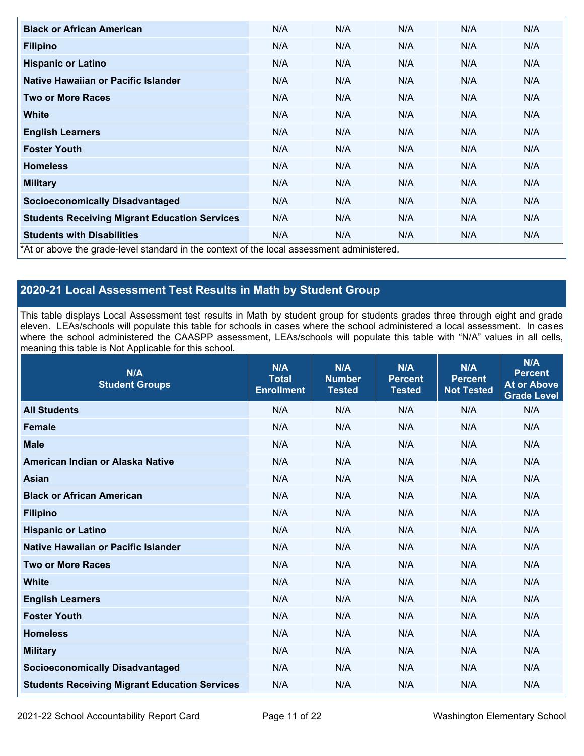| Student Groups | Total Enrollment | Number Tested | Percent Tested | Percent Not Tested | Percent At or Above Grade Level |
|---|---|---|---|---|---|
| Black or African American | N/A | N/A | N/A | N/A | N/A |
| Filipino | N/A | N/A | N/A | N/A | N/A |
| Hispanic or Latino | N/A | N/A | N/A | N/A | N/A |
| Native Hawaiian or Pacific Islander | N/A | N/A | N/A | N/A | N/A |
| Two or More Races | N/A | N/A | N/A | N/A | N/A |
| White | N/A | N/A | N/A | N/A | N/A |
| English Learners | N/A | N/A | N/A | N/A | N/A |
| Foster Youth | N/A | N/A | N/A | N/A | N/A |
| Homeless | N/A | N/A | N/A | N/A | N/A |
| Military | N/A | N/A | N/A | N/A | N/A |
| Socioeconomically Disadvantaged | N/A | N/A | N/A | N/A | N/A |
| Students Receiving Migrant Education Services | N/A | N/A | N/A | N/A | N/A |
| Students with Disabilities | N/A | N/A | N/A | N/A | N/A |

*At or above the grade-level standard in the context of the local assessment administered.

## 2020-21 Local Assessment Test Results in Math by Student Group

This table displays Local Assessment test results in Math by student group for students grades three through eight and grade eleven. LEAs/schools will populate this table for schools in cases where the school administered a local assessment. In cases where the school administered the CAASPP assessment, LEAs/schools will populate this table with "N/A" values in all cells, meaning this table is Not Applicable for this school.

| N/A Student Groups | N/A Total Enrollment | N/A Number Tested | N/A Percent Tested | N/A Percent Not Tested | N/A Percent At or Above Grade Level |
|---|---|---|---|---|---|
| All Students | N/A | N/A | N/A | N/A | N/A |
| Female | N/A | N/A | N/A | N/A | N/A |
| Male | N/A | N/A | N/A | N/A | N/A |
| American Indian or Alaska Native | N/A | N/A | N/A | N/A | N/A |
| Asian | N/A | N/A | N/A | N/A | N/A |
| Black or African American | N/A | N/A | N/A | N/A | N/A |
| Filipino | N/A | N/A | N/A | N/A | N/A |
| Hispanic or Latino | N/A | N/A | N/A | N/A | N/A |
| Native Hawaiian or Pacific Islander | N/A | N/A | N/A | N/A | N/A |
| Two or More Races | N/A | N/A | N/A | N/A | N/A |
| White | N/A | N/A | N/A | N/A | N/A |
| English Learners | N/A | N/A | N/A | N/A | N/A |
| Foster Youth | N/A | N/A | N/A | N/A | N/A |
| Homeless | N/A | N/A | N/A | N/A | N/A |
| Military | N/A | N/A | N/A | N/A | N/A |
| Socioeconomically Disadvantaged | N/A | N/A | N/A | N/A | N/A |
| Students Receiving Migrant Education Services | N/A | N/A | N/A | N/A | N/A |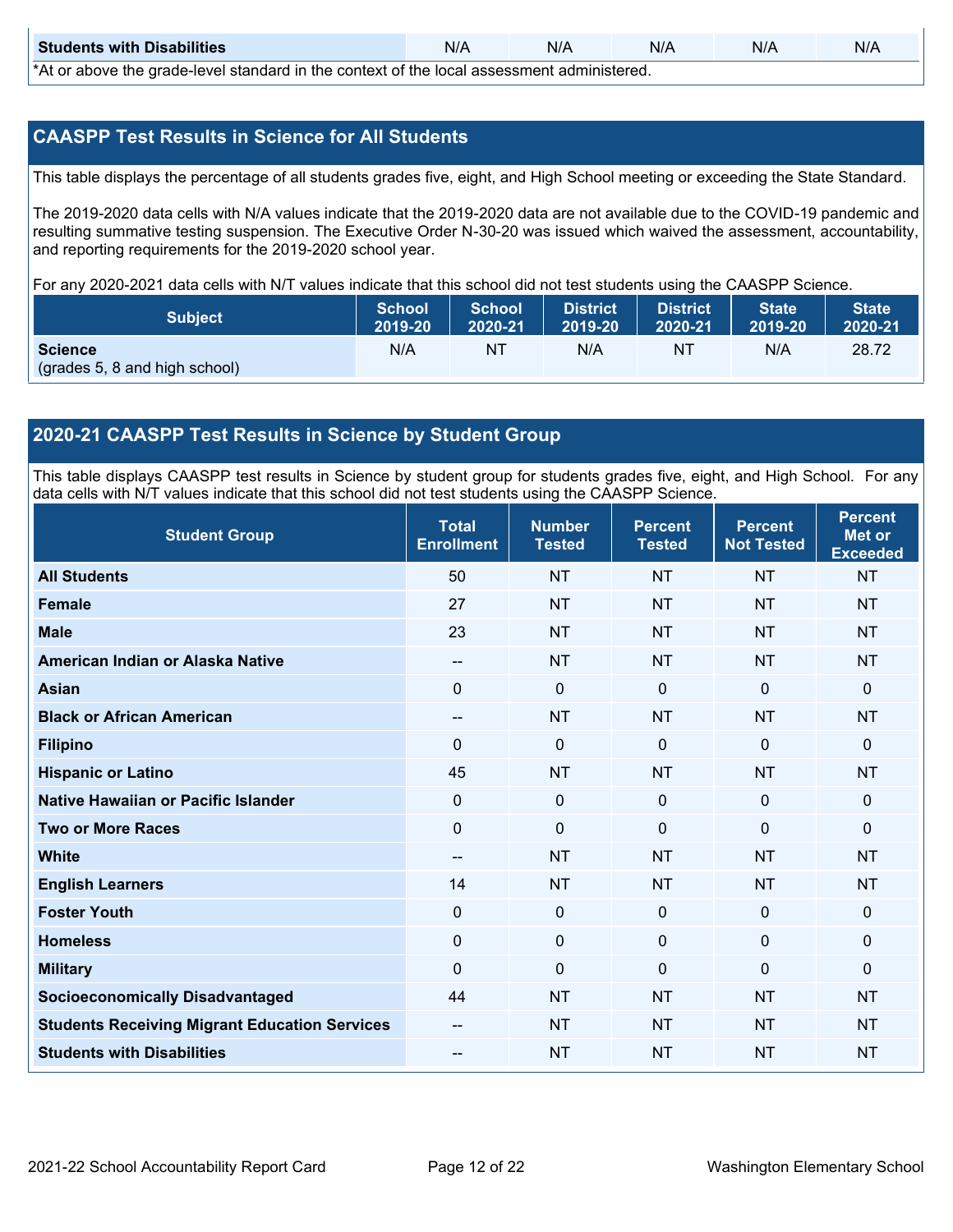| Students with Disabilities | N/A | N/A | N/A | N/A | N/A |
|---|---|---|---|---|---|

*At or above the grade-level standard in the context of the local assessment administered.

## CAASPP Test Results in Science for All Students

This table displays the percentage of all students grades five, eight, and High School meeting or exceeding the State Standard.

The 2019-2020 data cells with N/A values indicate that the 2019-2020 data are not available due to the COVID-19 pandemic and resulting summative testing suspension. The Executive Order N-30-20 was issued which waived the assessment, accountability, and reporting requirements for the 2019-2020 school year.

For any 2020-2021 data cells with N/T values indicate that this school did not test students using the CAASPP Science.

| Subject | School 2019-20 | School 2020-21 | District 2019-20 | District 2020-21 | State 2019-20 | State 2020-21 |
|---|---|---|---|---|---|---|
| **Science** (grades 5, 8 and high school) | N/A | NT | N/A | NT | N/A | 28.72 |

## 2020-21 CAASPP Test Results in Science by Student Group

This table displays CAASPP test results in Science by student group for students grades five, eight, and High School. For any data cells with N/T values indicate that this school did not test students using the CAASPP Science.

| Student Group | Total Enrollment | Number Tested | Percent Tested | Percent Not Tested | Percent Met or Exceeded |
|---|---|---|---|---|---|
| **All Students** | 50 | NT | NT | NT | NT |
| **Female** | 27 | NT | NT | NT | NT |
| **Male** | 23 | NT | NT | NT | NT |
| **American Indian or Alaska Native** | -- | NT | NT | NT | NT |
| **Asian** | 0 | 0 | 0 | 0 | 0 |
| **Black or African American** | -- | NT | NT | NT | NT |
| **Filipino** | 0 | 0 | 0 | 0 | 0 |
| **Hispanic or Latino** | 45 | NT | NT | NT | NT |
| **Native Hawaiian or Pacific Islander** | 0 | 0 | 0 | 0 | 0 |
| **Two or More Races** | 0 | 0 | 0 | 0 | 0 |
| **White** | -- | NT | NT | NT | NT |
| **English Learners** | 14 | NT | NT | NT | NT |
| **Foster Youth** | 0 | 0 | 0 | 0 | 0 |
| **Homeless** | 0 | 0 | 0 | 0 | 0 |
| **Military** | 0 | 0 | 0 | 0 | 0 |
| **Socioeconomically Disadvantaged** | 44 | NT | NT | NT | NT |
| **Students Receiving Migrant Education Services** | -- | NT | NT | NT | NT |
| **Students with Disabilities** | -- | NT | NT | NT | NT |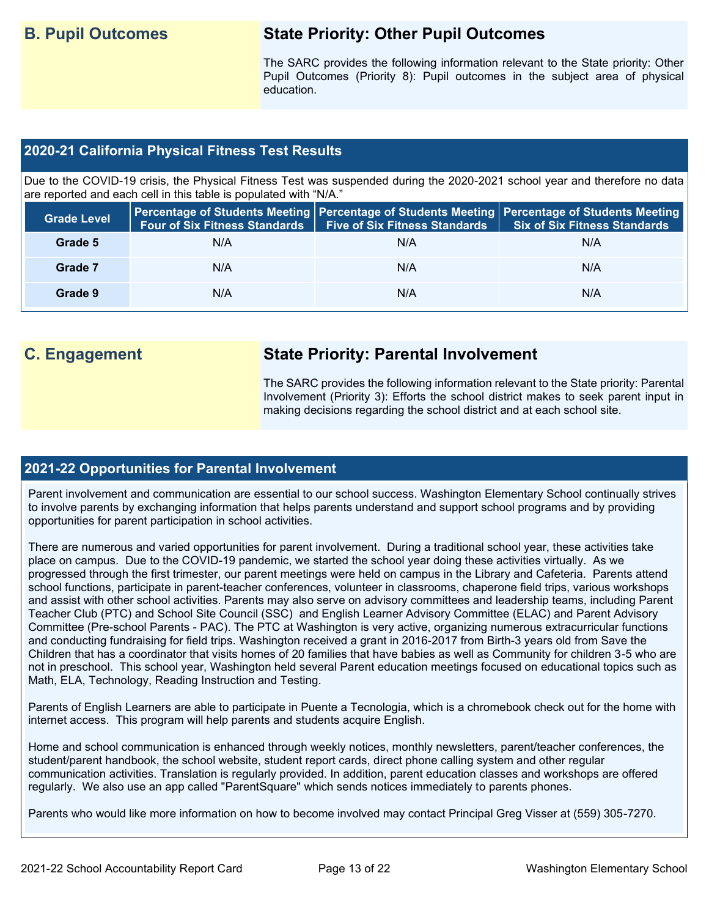## B. Pupil Outcomes

### State Priority: Other Pupil Outcomes

The SARC provides the following information relevant to the State priority: Other Pupil Outcomes (Priority 8): Pupil outcomes in the subject area of physical education.

### 2020-21 California Physical Fitness Test Results

Due to the COVID-19 crisis, the Physical Fitness Test was suspended during the 2020-2021 school year and therefore no data are reported and each cell in this table is populated with "N/A."

| Grade Level | Percentage of Students Meeting Four of Six Fitness Standards | Percentage of Students Meeting Five of Six Fitness Standards | Percentage of Students Meeting Six of Six Fitness Standards |
|---|---|---|---|
| Grade 5 | N/A | N/A | N/A |
| Grade 7 | N/A | N/A | N/A |
| Grade 9 | N/A | N/A | N/A |

## C. Engagement

### State Priority: Parental Involvement

The SARC provides the following information relevant to the State priority: Parental Involvement (Priority 3): Efforts the school district makes to seek parent input in making decisions regarding the school district and at each school site.

### 2021-22 Opportunities for Parental Involvement

Parent involvement and communication are essential to our school success. Washington Elementary School continually strives to involve parents by exchanging information that helps parents understand and support school programs and by providing opportunities for parent participation in school activities.

There are numerous and varied opportunities for parent involvement. During a traditional school year, these activities take place on campus. Due to the COVID-19 pandemic, we started the school year doing these activities virtually. As we progressed through the first trimester, our parent meetings were held on campus in the Library and Cafeteria. Parents attend school functions, participate in parent-teacher conferences, volunteer in classrooms, chaperone field trips, various workshops and assist with other school activities. Parents may also serve on advisory committees and leadership teams, including Parent Teacher Club (PTC) and School Site Council (SSC) and English Learner Advisory Committee (ELAC) and Parent Advisory Committee (Pre-school Parents - PAC). The PTC at Washington is very active, organizing numerous extracurricular functions and conducting fundraising for field trips. Washington received a grant in 2016-2017 from Birth-3 years old from Save the Children that has a coordinator that visits homes of 20 families that have babies as well as Community for children 3-5 who are not in preschool. This school year, Washington held several Parent education meetings focused on educational topics such as Math, ELA, Technology, Reading Instruction and Testing.

Parents of English Learners are able to participate in Puente a Tecnologia, which is a chromebook check out for the home with internet access. This program will help parents and students acquire English.

Home and school communication is enhanced through weekly notices, monthly newsletters, parent/teacher conferences, the student/parent handbook, the school website, student report cards, direct phone calling system and other regular communication activities. Translation is regularly provided. In addition, parent education classes and workshops are offered regularly. We also use an app called "ParentSquare" which sends notices immediately to parents phones.

Parents who would like more information on how to become involved may contact Principal Greg Visser at (559) 305-7270.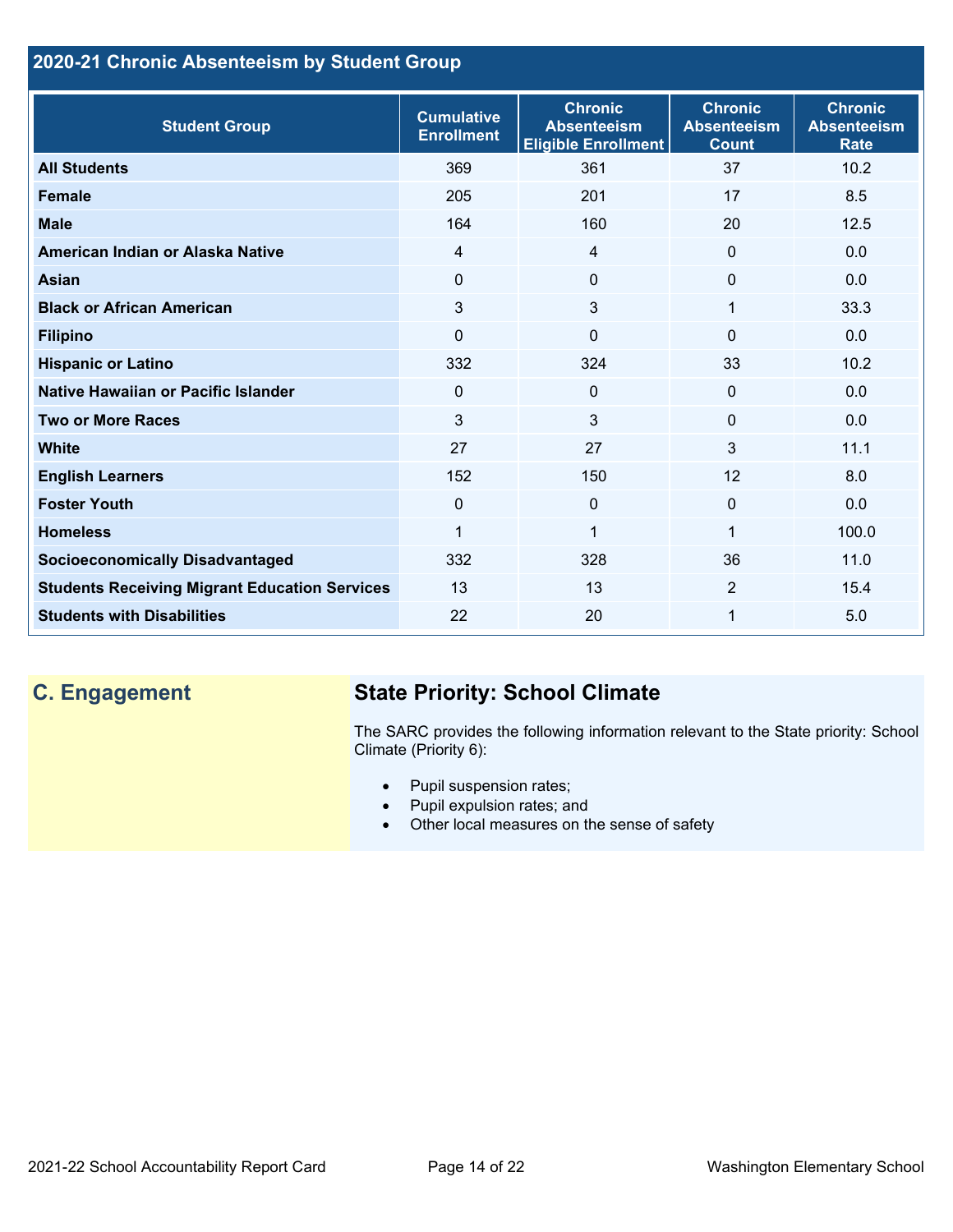## 2020-21 Chronic Absenteeism by Student Group

| Student Group | Cumulative Enrollment | Chronic Absenteeism Eligible Enrollment | Chronic Absenteeism Count | Chronic Absenteeism Rate |
|---|---|---|---|---|
| **All Students** | 369 | 361 | 37 | 10.2 |
| **Female** | 205 | 201 | 17 | 8.5 |
| **Male** | 164 | 160 | 20 | 12.5 |
| **American Indian or Alaska Native** | 4 | 4 | 0 | 0.0 |
| **Asian** | 0 | 0 | 0 | 0.0 |
| **Black or African American** | 3 | 3 | 1 | 33.3 |
| **Filipino** | 0 | 0 | 0 | 0.0 |
| **Hispanic or Latino** | 332 | 324 | 33 | 10.2 |
| **Native Hawaiian or Pacific Islander** | 0 | 0 | 0 | 0.0 |
| **Two or More Races** | 3 | 3 | 0 | 0.0 |
| **White** | 27 | 27 | 3 | 11.1 |
| **English Learners** | 152 | 150 | 12 | 8.0 |
| **Foster Youth** | 0 | 0 | 0 | 0.0 |
| **Homeless** | 1 | 1 | 1 | 100.0 |
| **Socioeconomically Disadvantaged** | 332 | 328 | 36 | 11.0 |
| **Students Receiving Migrant Education Services** | 13 | 13 | 2 | 15.4 |
| **Students with Disabilities** | 22 | 20 | 1 | 5.0 |

## C. Engagement

### State Priority: School Climate

The SARC provides the following information relevant to the State priority: School Climate (Priority 6):

- Pupil suspension rates;
- Pupil expulsion rates; and
- Other local measures on the sense of safety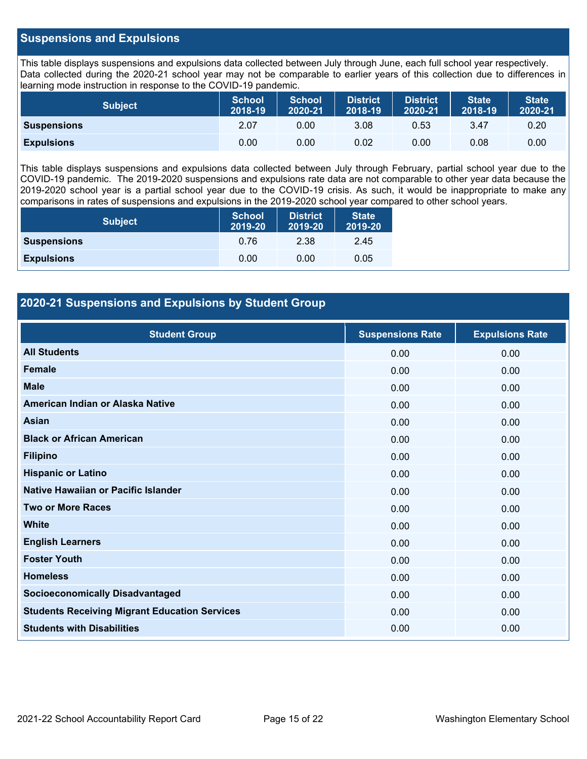## Suspensions and Expulsions

This table displays suspensions and expulsions data collected between July through June, each full school year respectively. Data collected during the 2020-21 school year may not be comparable to earlier years of this collection due to differences in learning mode instruction in response to the COVID-19 pandemic.

| Subject | School 2018-19 | School 2020-21 | District 2018-19 | District 2020-21 | State 2018-19 | State 2020-21 |
|---|---|---|---|---|---|---|
| **Suspensions** | 2.07 | 0.00 | 3.08 | 0.53 | 3.47 | 0.20 |
| **Expulsions** | 0.00 | 0.00 | 0.02 | 0.00 | 0.08 | 0.00 |

This table displays suspensions and expulsions data collected between July through February, partial school year due to the COVID-19 pandemic. The 2019-2020 suspensions and expulsions rate data are not comparable to other year data because the 2019-2020 school year is a partial school year due to the COVID-19 crisis. As such, it would be inappropriate to make any comparisons in rates of suspensions and expulsions in the 2019-2020 school year compared to other school years.

| Subject | School 2019-20 | District 2019-20 | State 2019-20 |
|---|---|---|---|
| **Suspensions** | 0.76 | 2.38 | 2.45 |
| **Expulsions** | 0.00 | 0.00 | 0.05 |

## 2020-21 Suspensions and Expulsions by Student Group

| Student Group | Suspensions Rate | Expulsions Rate |
|---|---|---|
| **All Students** | 0.00 | 0.00 |
| **Female** | 0.00 | 0.00 |
| **Male** | 0.00 | 0.00 |
| **American Indian or Alaska Native** | 0.00 | 0.00 |
| **Asian** | 0.00 | 0.00 |
| **Black or African American** | 0.00 | 0.00 |
| **Filipino** | 0.00 | 0.00 |
| **Hispanic or Latino** | 0.00 | 0.00 |
| **Native Hawaiian or Pacific Islander** | 0.00 | 0.00 |
| **Two or More Races** | 0.00 | 0.00 |
| **White** | 0.00 | 0.00 |
| **English Learners** | 0.00 | 0.00 |
| **Foster Youth** | 0.00 | 0.00 |
| **Homeless** | 0.00 | 0.00 |
| **Socioeconomically Disadvantaged** | 0.00 | 0.00 |
| **Students Receiving Migrant Education Services** | 0.00 | 0.00 |
| **Students with Disabilities** | 0.00 | 0.00 |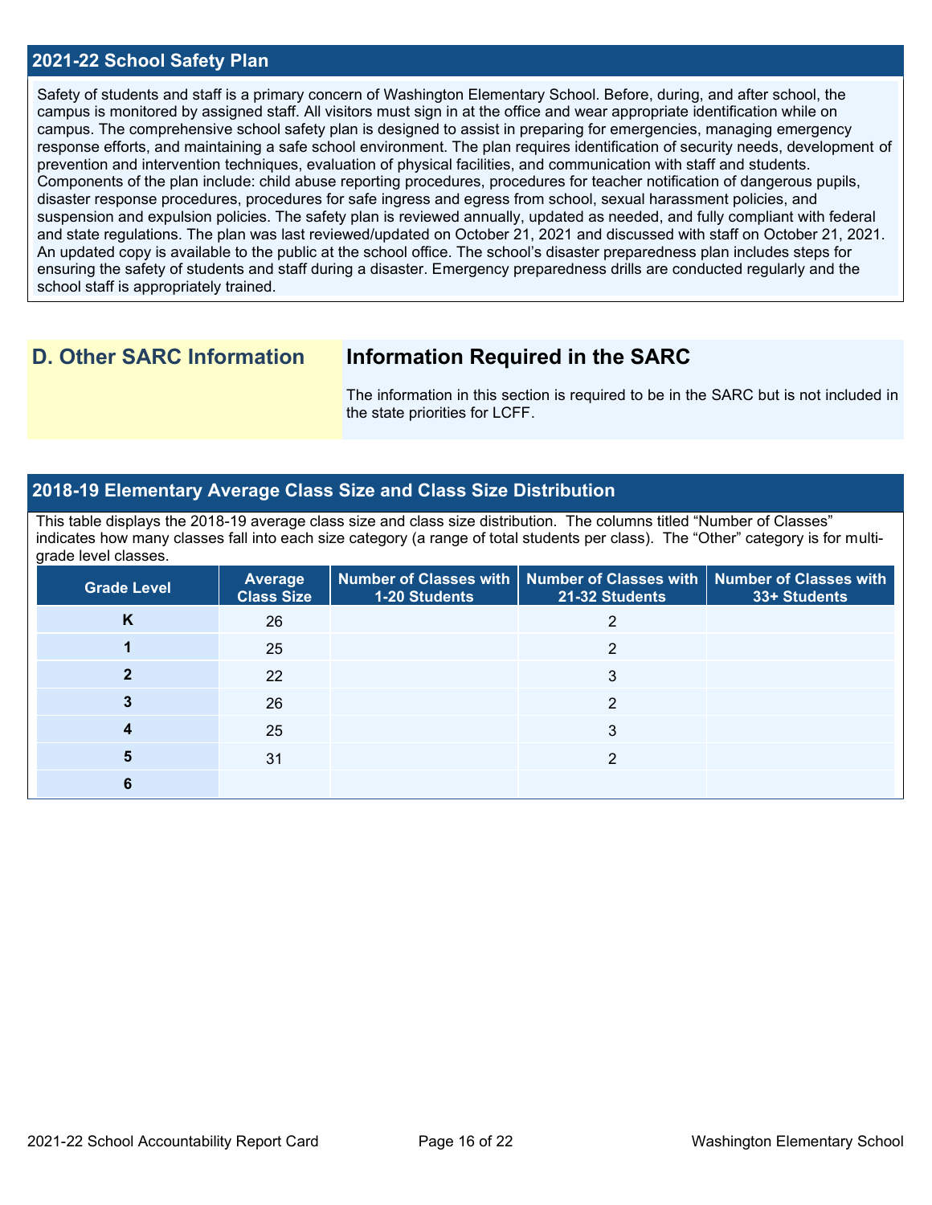## 2021-22 School Safety Plan

Safety of students and staff is a primary concern of Washington Elementary School. Before, during, and after school, the campus is monitored by assigned staff. All visitors must sign in at the office and wear appropriate identification while on campus. The comprehensive school safety plan is designed to assist in preparing for emergencies, managing emergency response efforts, and maintaining a safe school environment. The plan requires identification of security needs, development of prevention and intervention techniques, evaluation of physical facilities, and communication with staff and students. Components of the plan include: child abuse reporting procedures, procedures for teacher notification of dangerous pupils, disaster response procedures, procedures for safe ingress and egress from school, sexual harassment policies, and suspension and expulsion policies. The safety plan is reviewed annually, updated as needed, and fully compliant with federal and state regulations. The plan was last reviewed/updated on October 21, 2021 and discussed with staff on October 21, 2021. An updated copy is available to the public at the school office. The school's disaster preparedness plan includes steps for ensuring the safety of students and staff during a disaster. Emergency preparedness drills are conducted regularly and the school staff is appropriately trained.

# D. Other SARC Information

## Information Required in the SARC

The information in this section is required to be in the SARC but is not included in the state priorities for LCFF.

## 2018-19 Elementary Average Class Size and Class Size Distribution

This table displays the 2018-19 average class size and class size distribution. The columns titled "Number of Classes" indicates how many classes fall into each size category (a range of total students per class). The "Other" category is for multi-grade level classes.

| Grade Level | Average Class Size | Number of Classes with 1-20 Students | Number of Classes with 21-32 Students | Number of Classes with 33+ Students |
|---|---|---|---|---|
| K | 26 | | 2 | |
| 1 | 25 | | 2 | |
| 2 | 22 | | 3 | |
| 3 | 26 | | 2 | |
| 4 | 25 | | 3 | |
| 5 | 31 | | 2 | |
| 6 | | | | |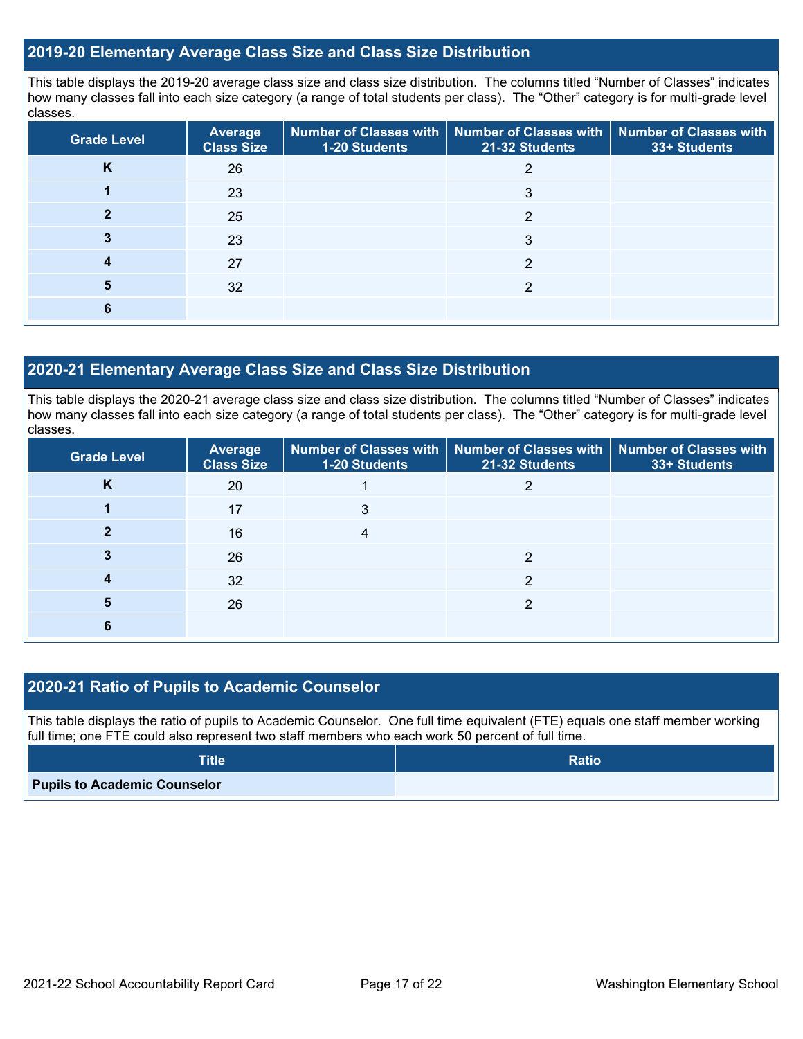## 2019-20 Elementary Average Class Size and Class Size Distribution

This table displays the 2019-20 average class size and class size distribution. The columns titled "Number of Classes" indicates how many classes fall into each size category (a range of total students per class). The "Other" category is for multi-grade level classes.

| Grade Level | Average Class Size | Number of Classes with 1-20 Students | Number of Classes with 21-32 Students | Number of Classes with 33+ Students |
|---|---|---|---|---|
| K | 26 | | 2 | |
| 1 | 23 | | 3 | |
| 2 | 25 | | 2 | |
| 3 | 23 | | 3 | |
| 4 | 27 | | 2 | |
| 5 | 32 | | 2 | |
| 6 | | | | |

## 2020-21 Elementary Average Class Size and Class Size Distribution

This table displays the 2020-21 average class size and class size distribution. The columns titled "Number of Classes" indicates how many classes fall into each size category (a range of total students per class). The "Other" category is for multi-grade level classes.

| Grade Level | Average Class Size | Number of Classes with 1-20 Students | Number of Classes with 21-32 Students | Number of Classes with 33+ Students |
|---|---|---|---|---|
| K | 20 | 1 | 2 | |
| 1 | 17 | 3 | | |
| 2 | 16 | 4 | | |
| 3 | 26 | | 2 | |
| 4 | 32 | | 2 | |
| 5 | 26 | | 2 | |
| 6 | | | | |

## 2020-21 Ratio of Pupils to Academic Counselor

This table displays the ratio of pupils to Academic Counselor. One full time equivalent (FTE) equals one staff member working full time; one FTE could also represent two staff members who each work 50 percent of full time.

| Title | Ratio |
|---|---|
| **Pupils to Academic Counselor** | |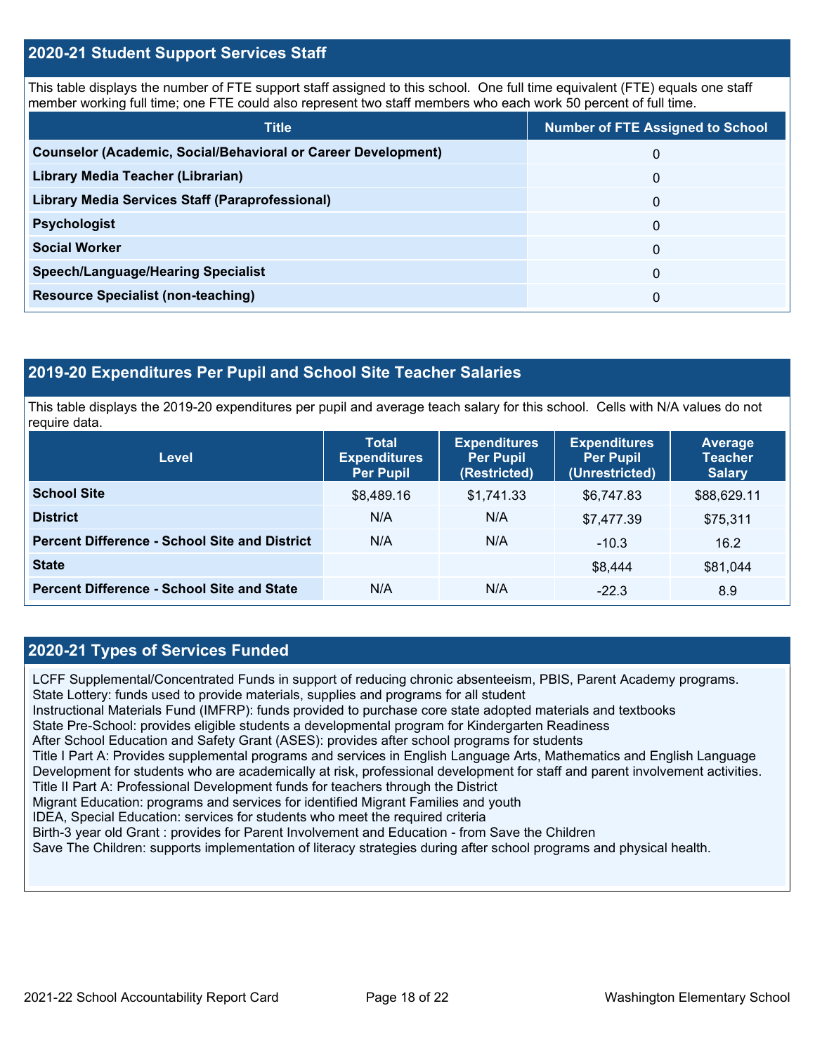## 2020-21 Student Support Services Staff

This table displays the number of FTE support staff assigned to this school. One full time equivalent (FTE) equals one staff member working full time; one FTE could also represent two staff members who each work 50 percent of full time.

| Title | Number of FTE Assigned to School |
| --- | --- |
| Counselor (Academic, Social/Behavioral or Career Development) | 0 |
| Library Media Teacher (Librarian) | 0 |
| Library Media Services Staff (Paraprofessional) | 0 |
| Psychologist | 0 |
| Social Worker | 0 |
| Speech/Language/Hearing Specialist | 0 |
| Resource Specialist (non-teaching) | 0 |

## 2019-20 Expenditures Per Pupil and School Site Teacher Salaries

This table displays the 2019-20 expenditures per pupil and average teach salary for this school. Cells with N/A values do not require data.

| Level | Total Expenditures Per Pupil | Expenditures Per Pupil (Restricted) | Expenditures Per Pupil (Unrestricted) | Average Teacher Salary |
| --- | --- | --- | --- | --- |
| School Site | $8,489.16 | $1,741.33 | $6,747.83 | $88,629.11 |
| District | N/A | N/A | $7,477.39 | $75,311 |
| Percent Difference - School Site and District | N/A | N/A | -10.3 | 16.2 |
| State | | | $8,444 | $81,044 |
| Percent Difference - School Site and State | N/A | N/A | -22.3 | 8.9 |

## 2020-21 Types of Services Funded

LCFF Supplemental/Concentrated Funds in support of reducing chronic absenteeism, PBIS, Parent Academy programs.
State Lottery: funds used to provide materials, supplies and programs for all student
Instructional Materials Fund (IMFRP): funds provided to purchase core state adopted materials and textbooks
State Pre-School: provides eligible students a developmental program for Kindergarten Readiness
After School Education and Safety Grant (ASES): provides after school programs for students
Title I Part A: Provides supplemental programs and services in English Language Arts, Mathematics and English Language Development for students who are academically at risk, professional development for staff and parent involvement activities.
Title II Part A: Professional Development funds for teachers through the District
Migrant Education: programs and services for identified Migrant Families and youth
IDEA, Special Education: services for students who meet the required criteria
Birth-3 year old Grant : provides for Parent Involvement and Education - from Save the Children
Save The Children: supports implementation of literacy strategies during after school programs and physical health.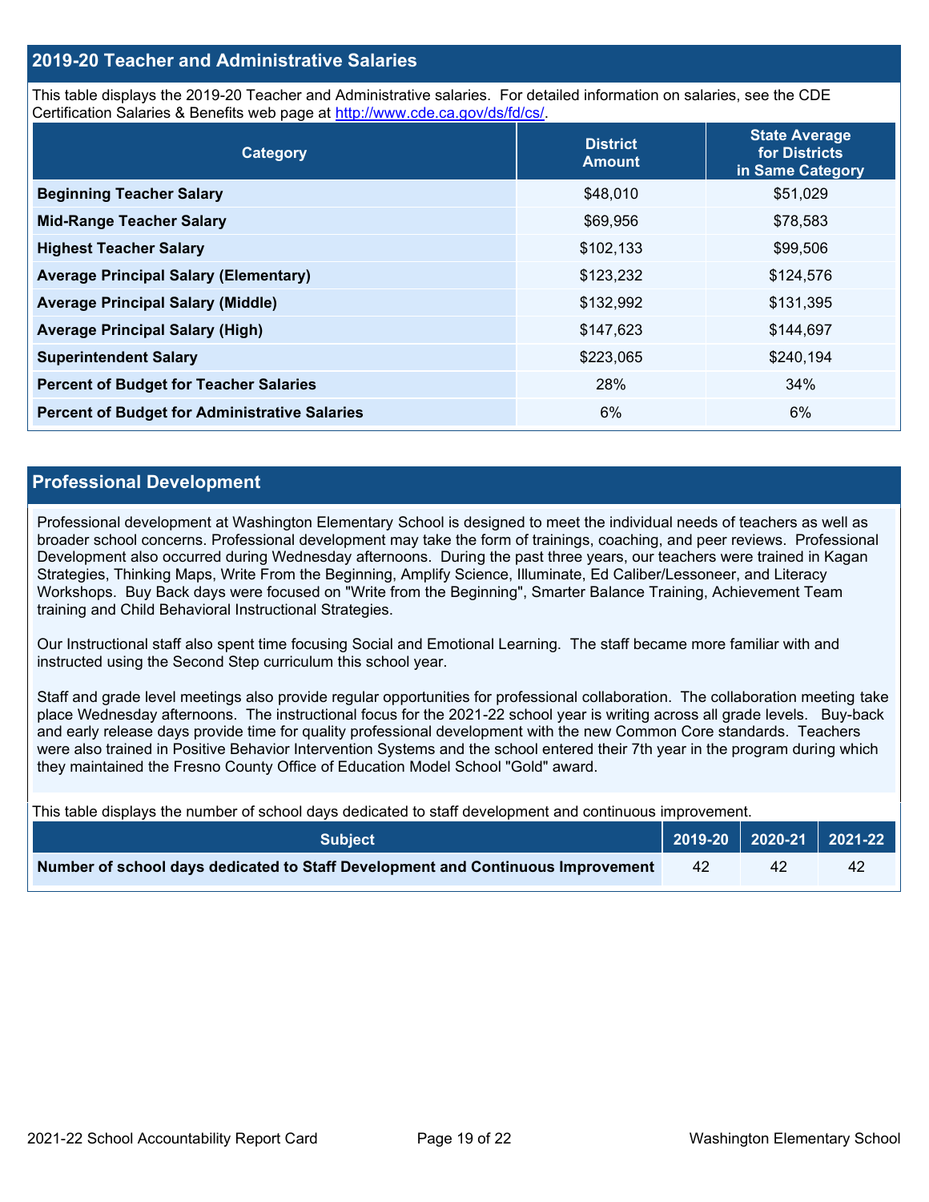## 2019-20 Teacher and Administrative Salaries

This table displays the 2019-20 Teacher and Administrative salaries. For detailed information on salaries, see the CDE Certification Salaries & Benefits web page at http://www.cde.ca.gov/ds/fd/cs/.

| Category | District Amount | State Average for Districts in Same Category |
|---|---|---|
| **Beginning Teacher Salary** | $48,010 | $51,029 |
| **Mid-Range Teacher Salary** | $69,956 | $78,583 |
| **Highest Teacher Salary** | $102,133 | $99,506 |
| **Average Principal Salary (Elementary)** | $123,232 | $124,576 |
| **Average Principal Salary (Middle)** | $132,992 | $131,395 |
| **Average Principal Salary (High)** | $147,623 | $144,697 |
| **Superintendent Salary** | $223,065 | $240,194 |
| **Percent of Budget for Teacher Salaries** | 28% | 34% |
| **Percent of Budget for Administrative Salaries** | 6% | 6% |

## Professional Development

Professional development at Washington Elementary School is designed to meet the individual needs of teachers as well as broader school concerns. Professional development may take the form of trainings, coaching, and peer reviews. Professional Development also occurred during Wednesday afternoons. During the past three years, our teachers were trained in Kagan Strategies, Thinking Maps, Write From the Beginning, Amplify Science, Illuminate, Ed Caliber/Lessoneer, and Literacy Workshops. Buy Back days were focused on "Write from the Beginning", Smarter Balance Training, Achievement Team training and Child Behavioral Instructional Strategies.

Our Instructional staff also spent time focusing Social and Emotional Learning. The staff became more familiar with and instructed using the Second Step curriculum this school year.

Staff and grade level meetings also provide regular opportunities for professional collaboration. The collaboration meeting take place Wednesday afternoons. The instructional focus for the 2021-22 school year is writing across all grade levels. Buy-back and early release days provide time for quality professional development with the new Common Core standards. Teachers were also trained in Positive Behavior Intervention Systems and the school entered their 7th year in the program during which they maintained the Fresno County Office of Education Model School "Gold" award.

This table displays the number of school days dedicated to staff development and continuous improvement.

| Subject | 2019-20 | 2020-21 | 2021-22 |
|---|---|---|---|
| **Number of school days dedicated to Staff Development and Continuous Improvement** | 42 | 42 | 42 |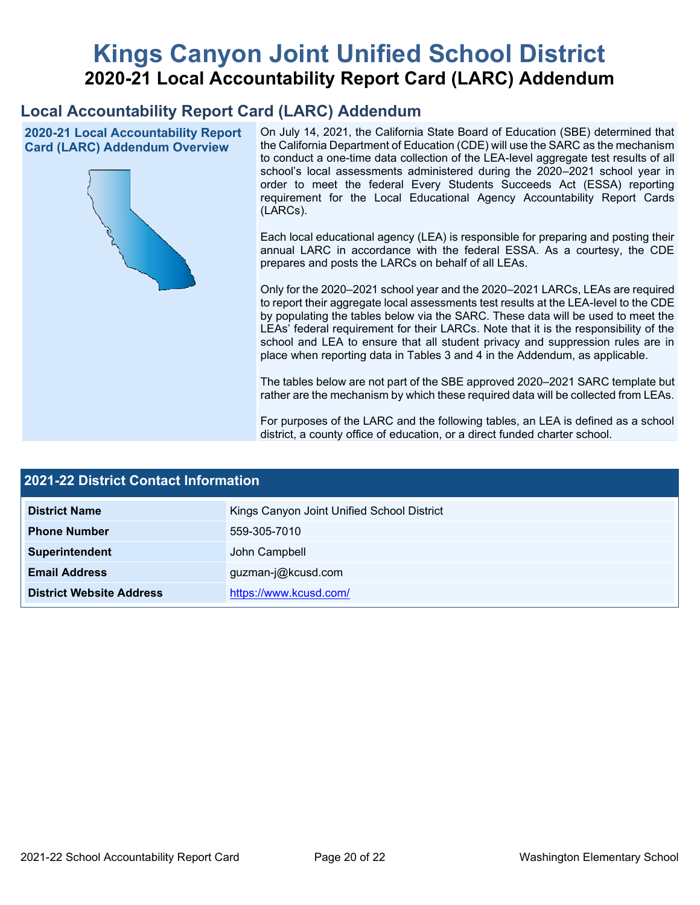# Kings Canyon Joint Unified School District

## 2020-21 Local Accountability Report Card (LARC) Addendum

## Local Accountability Report Card (LARC) Addendum

### 2020-21 Local Accountability Report Card (LARC) Addendum Overview

On July 14, 2021, the California State Board of Education (SBE) determined that the California Department of Education (CDE) will use the SARC as the mechanism to conduct a one-time data collection of the LEA-level aggregate test results of all school's local assessments administered during the 2020–2021 school year in order to meet the federal Every Students Succeeds Act (ESSA) reporting requirement for the Local Educational Agency Accountability Report Cards (LARCs).

Each local educational agency (LEA) is responsible for preparing and posting their annual LARC in accordance with the federal ESSA. As a courtesy, the CDE prepares and posts the LARCs on behalf of all LEAs.

Only for the 2020–2021 school year and the 2020–2021 LARCs, LEAs are required to report their aggregate local assessments test results at the LEA-level to the CDE by populating the tables below via the SARC. These data will be used to meet the LEAs' federal requirement for their LARCs. Note that it is the responsibility of the school and LEA to ensure that all student privacy and suppression rules are in place when reporting data in Tables 3 and 4 in the Addendum, as applicable.

The tables below are not part of the SBE approved 2020–2021 SARC template but rather are the mechanism by which these required data will be collected from LEAs.

For purposes of the LARC and the following tables, an LEA is defined as a school district, a county office of education, or a direct funded charter school.

## 2021-22 District Contact Information

| 2021-22 District Contact Information | |
|---|---|
| **District Name** | Kings Canyon Joint Unified School District |
| **Phone Number** | 559-305-7010 |
| **Superintendent** | John Campbell |
| **Email Address** | guzman-j@kcusd.com |
| **District Website Address** | https://www.kcusd.com/ |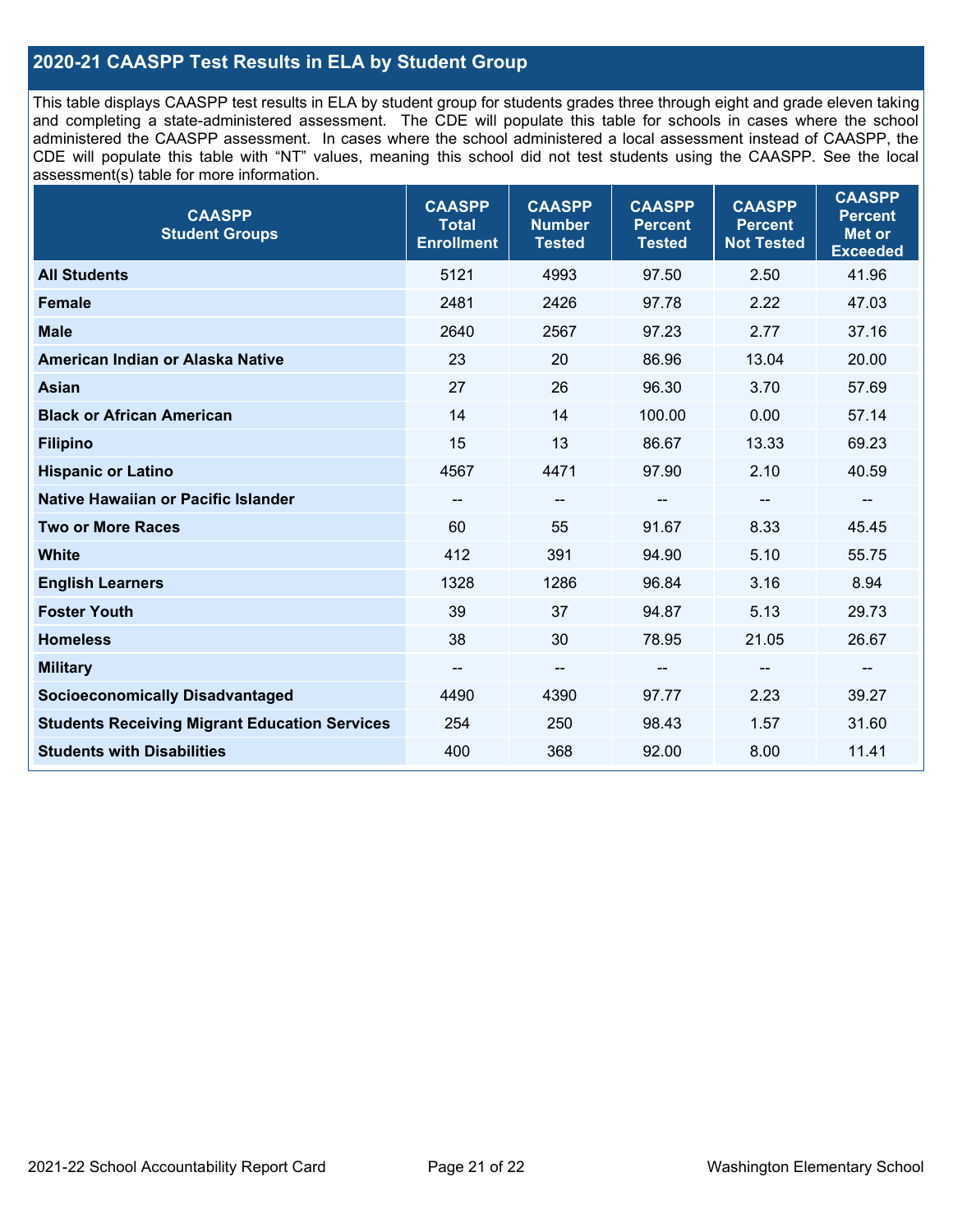## 2020-21 CAASPP Test Results in ELA by Student Group

This table displays CAASPP test results in ELA by student group for students grades three through eight and grade eleven taking and completing a state-administered assessment. The CDE will populate this table for schools in cases where the school administered the CAASPP assessment. In cases where the school administered a local assessment instead of CAASPP, the CDE will populate this table with "NT" values, meaning this school did not test students using the CAASPP. See the local assessment(s) table for more information.

| CAASPP Student Groups | CAASPP Total Enrollment | CAASPP Number Tested | CAASPP Percent Tested | CAASPP Percent Not Tested | CAASPP Percent Met or Exceeded |
|---|---|---|---|---|---|
| **All Students** | 5121 | 4993 | 97.50 | 2.50 | 41.96 |
| **Female** | 2481 | 2426 | 97.78 | 2.22 | 47.03 |
| **Male** | 2640 | 2567 | 97.23 | 2.77 | 37.16 |
| **American Indian or Alaska Native** | 23 | 20 | 86.96 | 13.04 | 20.00 |
| **Asian** | 27 | 26 | 96.30 | 3.70 | 57.69 |
| **Black or African American** | 14 | 14 | 100.00 | 0.00 | 57.14 |
| **Filipino** | 15 | 13 | 86.67 | 13.33 | 69.23 |
| **Hispanic or Latino** | 4567 | 4471 | 97.90 | 2.10 | 40.59 |
| **Native Hawaiian or Pacific Islander** | -- | -- | -- | -- | -- |
| **Two or More Races** | 60 | 55 | 91.67 | 8.33 | 45.45 |
| **White** | 412 | 391 | 94.90 | 5.10 | 55.75 |
| **English Learners** | 1328 | 1286 | 96.84 | 3.16 | 8.94 |
| **Foster Youth** | 39 | 37 | 94.87 | 5.13 | 29.73 |
| **Homeless** | 38 | 30 | 78.95 | 21.05 | 26.67 |
| **Military** | -- | -- | -- | -- | -- |
| **Socioeconomically Disadvantaged** | 4490 | 4390 | 97.77 | 2.23 | 39.27 |
| **Students Receiving Migrant Education Services** | 254 | 250 | 98.43 | 1.57 | 31.60 |
| **Students with Disabilities** | 400 | 368 | 92.00 | 8.00 | 11.41 |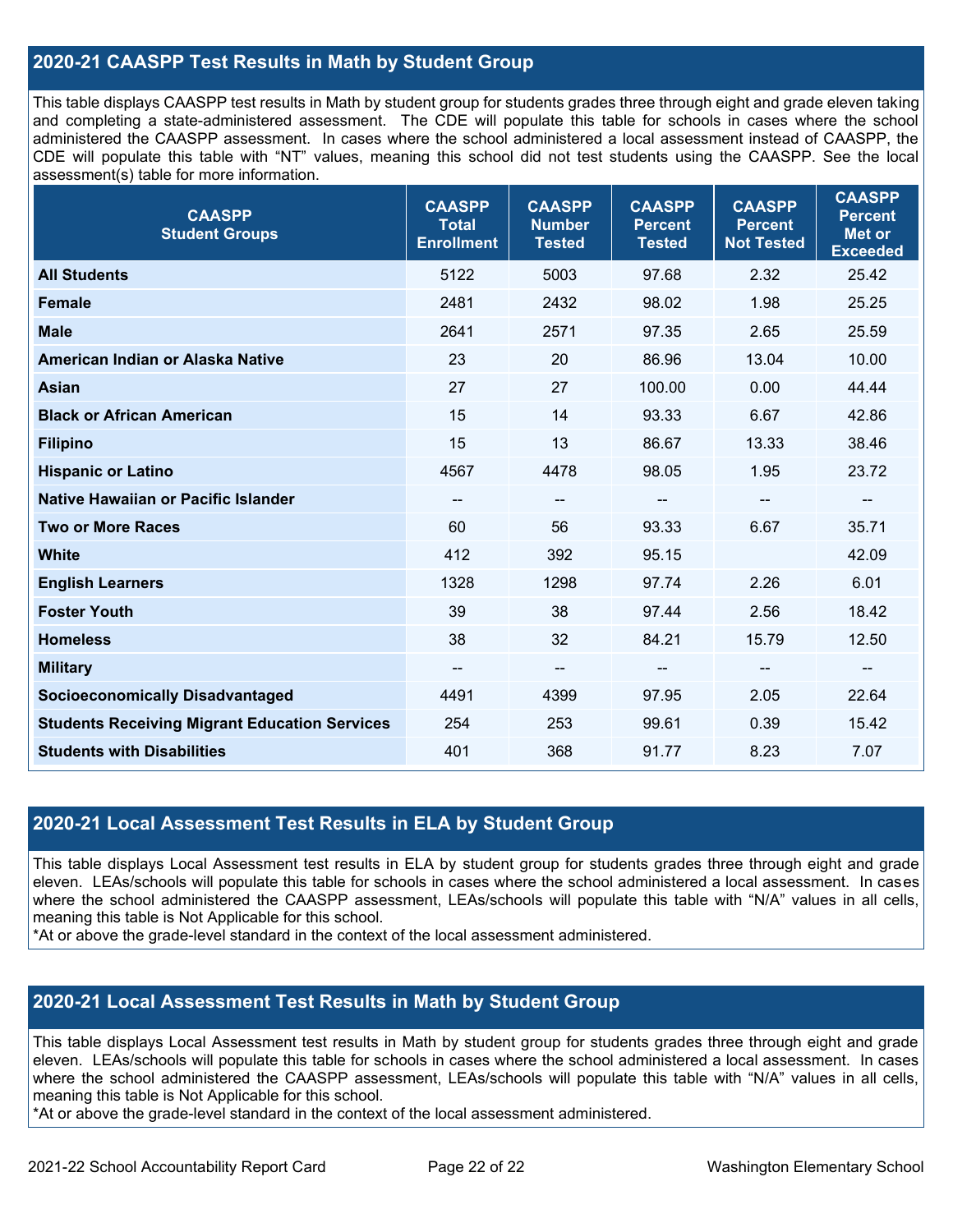## 2020-21 CAASPP Test Results in Math by Student Group

This table displays CAASPP test results in Math by student group for students grades three through eight and grade eleven taking and completing a state-administered assessment. The CDE will populate this table for schools in cases where the school administered the CAASPP assessment. In cases where the school administered a local assessment instead of CAASPP, the CDE will populate this table with "NT" values, meaning this school did not test students using the CAASPP. See the local assessment(s) table for more information.

| CAASPP Student Groups | CAASPP Total Enrollment | CAASPP Number Tested | CAASPP Percent Tested | CAASPP Percent Not Tested | CAASPP Percent Met or Exceeded |
|---|---|---|---|---|---|
| **All Students** | 5122 | 5003 | 97.68 | 2.32 | 25.42 |
| **Female** | 2481 | 2432 | 98.02 | 1.98 | 25.25 |
| **Male** | 2641 | 2571 | 97.35 | 2.65 | 25.59 |
| **American Indian or Alaska Native** | 23 | 20 | 86.96 | 13.04 | 10.00 |
| **Asian** | 27 | 27 | 100.00 | 0.00 | 44.44 |
| **Black or African American** | 15 | 14 | 93.33 | 6.67 | 42.86 |
| **Filipino** | 15 | 13 | 86.67 | 13.33 | 38.46 |
| **Hispanic or Latino** | 4567 | 4478 | 98.05 | 1.95 | 23.72 |
| **Native Hawaiian or Pacific Islander** | -- | -- | -- | -- | -- |
| **Two or More Races** | 60 | 56 | 93.33 | 6.67 | 35.71 |
| **White** | 412 | 392 | 95.15 | | 42.09 |
| **English Learners** | 1328 | 1298 | 97.74 | 2.26 | 6.01 |
| **Foster Youth** | 39 | 38 | 97.44 | 2.56 | 18.42 |
| **Homeless** | 38 | 32 | 84.21 | 15.79 | 12.50 |
| **Military** | -- | -- | -- | -- | -- |
| **Socioeconomically Disadvantaged** | 4491 | 4399 | 97.95 | 2.05 | 22.64 |
| **Students Receiving Migrant Education Services** | 254 | 253 | 99.61 | 0.39 | 15.42 |
| **Students with Disabilities** | 401 | 368 | 91.77 | 8.23 | 7.07 |

## 2020-21 Local Assessment Test Results in ELA by Student Group

This table displays Local Assessment test results in ELA by student group for students grades three through eight and grade eleven. LEAs/schools will populate this table for schools in cases where the school administered a local assessment. In cases where the school administered the CAASPP assessment, LEAs/schools will populate this table with "N/A" values in all cells, meaning this table is Not Applicable for this school.

*At or above the grade-level standard in the context of the local assessment administered.

## 2020-21 Local Assessment Test Results in Math by Student Group

This table displays Local Assessment test results in Math by student group for students grades three through eight and grade eleven. LEAs/schools will populate this table for schools in cases where the school administered a local assessment. In cases where the school administered the CAASPP assessment, LEAs/schools will populate this table with "N/A" values in all cells, meaning this table is Not Applicable for this school.

*At or above the grade-level standard in the context of the local assessment administered.